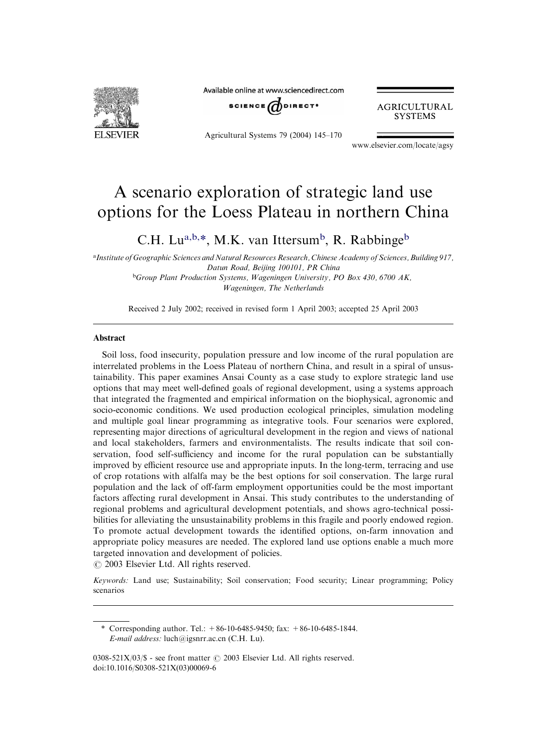# A scenario exploration of strategic land use options for the Loess Plateau in northern China

C.H. Lu[a,b,*], M.K. van Ittersum[b], R. Rabbinge[b]

[a]*Institute of Geographic Sciences and Natural Resources Research, Chinese Academy of Sciences, Building 917, Datun Road, Beijing 100101, PR China*

[b]*Group Plant Production Systems, Wageningen University, PO Box 430, 6700 AK, Wageningen, The Netherlands*

Received 2 July 2002; received in revised form 1 April 2003; accepted 25 April 2003

## Abstract

Soil loss, food insecurity, population pressure and low income of the rural population are interrelated problems in the Loess Plateau of northern China, and result in a spiral of unsustainability. This paper examines Ansai County as a case study to explore strategic land use options that may meet well-defined goals of regional development, using a systems approach that integrated the fragmented and empirical information on the biophysical, agronomic and socio-economic conditions. We used production ecological principles, simulation modeling and multiple goal linear programming as integrative tools. Four scenarios were explored, representing major directions of agricultural development in the region and views of national and local stakeholders, farmers and environmentalists. The results indicate that soil conservation, food self-sufficiency and income for the rural population can be substantially improved by efficient resource use and appropriate inputs. In the long-term, terracing and use of crop rotations with alfalfa may be the best options for soil conservation. The large rural population and the lack of off-farm employment opportunities could be the most important factors affecting rural development in Ansai. This study contributes to the understanding of regional problems and agricultural development potentials, and shows agro-technical possibilities for alleviating the unsustainability problems in this fragile and poorly endowed region. To promote actual development towards the identified options, on-farm innovation and appropriate policy measures are needed. The explored land use options enable a much more targeted innovation and development of policies.

© 2003 Elsevier Ltd. All rights reserved.

*Keywords:* Land use; Sustainability; Soil conservation; Food security; Linear programming; Policy scenarios

---

\* Corresponding author. Tel.: +86-10-6485-9450; fax: +86-10-6485-1844.
*E-mail address:* luch@igsnrr.ac.cn (C.H. Lu).

0308-521X/03/$ - see front matter © 2003 Elsevier Ltd. All rights reserved.
doi:10.1016/S0308-521X(03)00069-6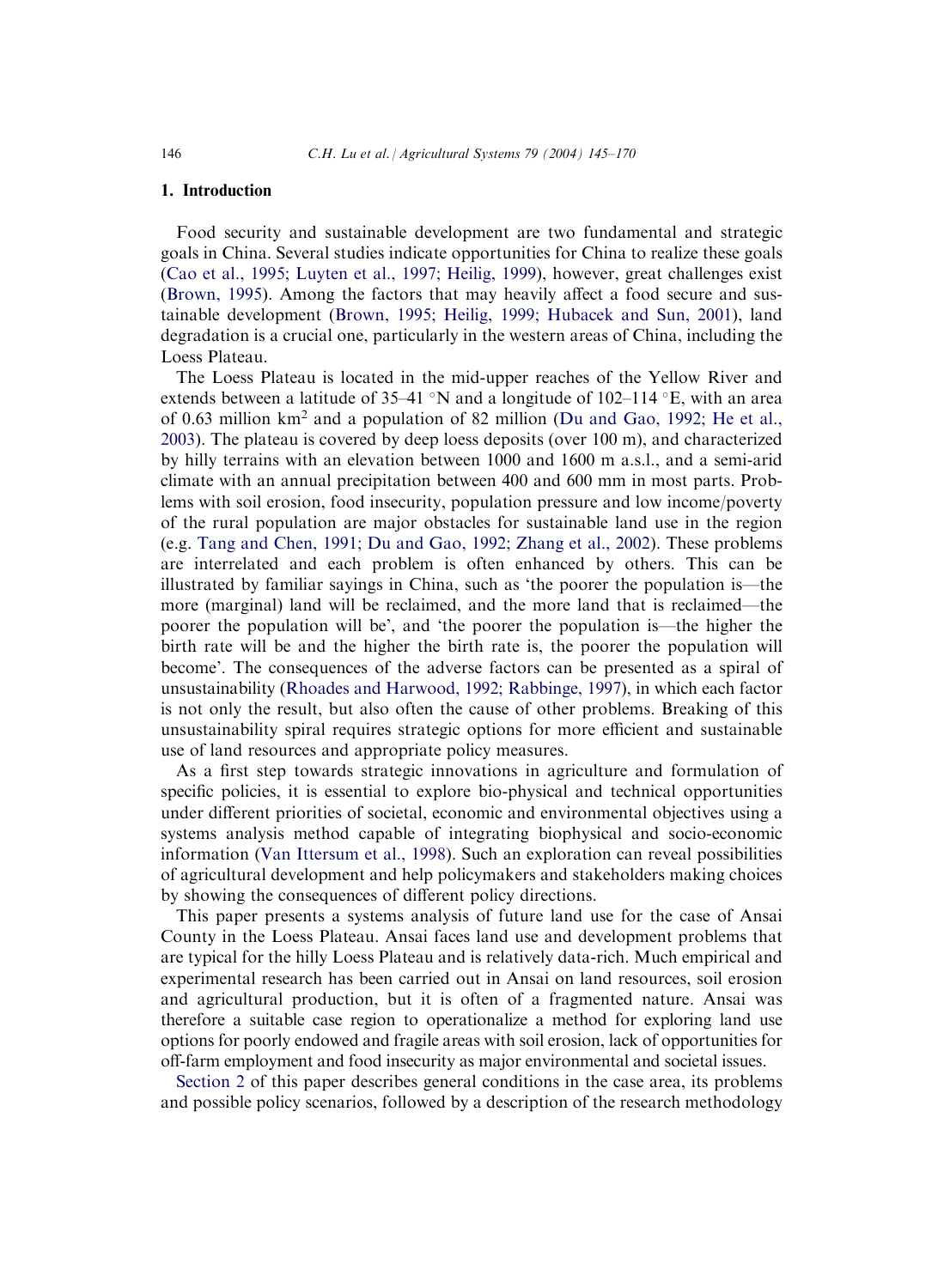## 1. Introduction

Food security and sustainable development are two fundamental and strategic goals in China. Several studies indicate opportunities for China to realize these goals (Cao et al., 1995; Luyten et al., 1997; Heilig, 1999), however, great challenges exist (Brown, 1995). Among the factors that may heavily affect a food secure and sustainable development (Brown, 1995; Heilig, 1999; Hubacek and Sun, 2001), land degradation is a crucial one, particularly in the western areas of China, including the Loess Plateau.

The Loess Plateau is located in the mid-upper reaches of the Yellow River and extends between a latitude of 35–41 °N and a longitude of 102–114 °E, with an area of 0.63 million km$^2$ and a population of 82 million (Du and Gao, 1992; He et al., 2003). The plateau is covered by deep loess deposits (over 100 m), and characterized by hilly terrains with an elevation between 1000 and 1600 m a.s.l., and a semi-arid climate with an annual precipitation between 400 and 600 mm in most parts. Problems with soil erosion, food insecurity, population pressure and low income/poverty of the rural population are major obstacles for sustainable land use in the region (e.g. Tang and Chen, 1991; Du and Gao, 1992; Zhang et al., 2002). These problems are interrelated and each problem is often enhanced by others. This can be illustrated by familiar sayings in China, such as 'the poorer the population is—the more (marginal) land will be reclaimed, and the more land that is reclaimed—the poorer the population will be', and 'the poorer the population is—the higher the birth rate will be and the higher the birth rate is, the poorer the population will become'. The consequences of the adverse factors can be presented as a spiral of unsustainability (Rhoades and Harwood, 1992; Rabbinge, 1997), in which each factor is not only the result, but also often the cause of other problems. Breaking of this unsustainability spiral requires strategic options for more efficient and sustainable use of land resources and appropriate policy measures.

As a first step towards strategic innovations in agriculture and formulation of specific policies, it is essential to explore bio-physical and technical opportunities under different priorities of societal, economic and environmental objectives using a systems analysis method capable of integrating biophysical and socio-economic information (Van Ittersum et al., 1998). Such an exploration can reveal possibilities of agricultural development and help policymakers and stakeholders making choices by showing the consequences of different policy directions.

This paper presents a systems analysis of future land use for the case of Ansai County in the Loess Plateau. Ansai faces land use and development problems that are typical for the hilly Loess Plateau and is relatively data-rich. Much empirical and experimental research has been carried out in Ansai on land resources, soil erosion and agricultural production, but it is often of a fragmented nature. Ansai was therefore a suitable case region to operationalize a method for exploring land use options for poorly endowed and fragile areas with soil erosion, lack of opportunities for off-farm employment and food insecurity as major environmental and societal issues.

Section 2 of this paper describes general conditions in the case area, its problems and possible policy scenarios, followed by a description of the research methodology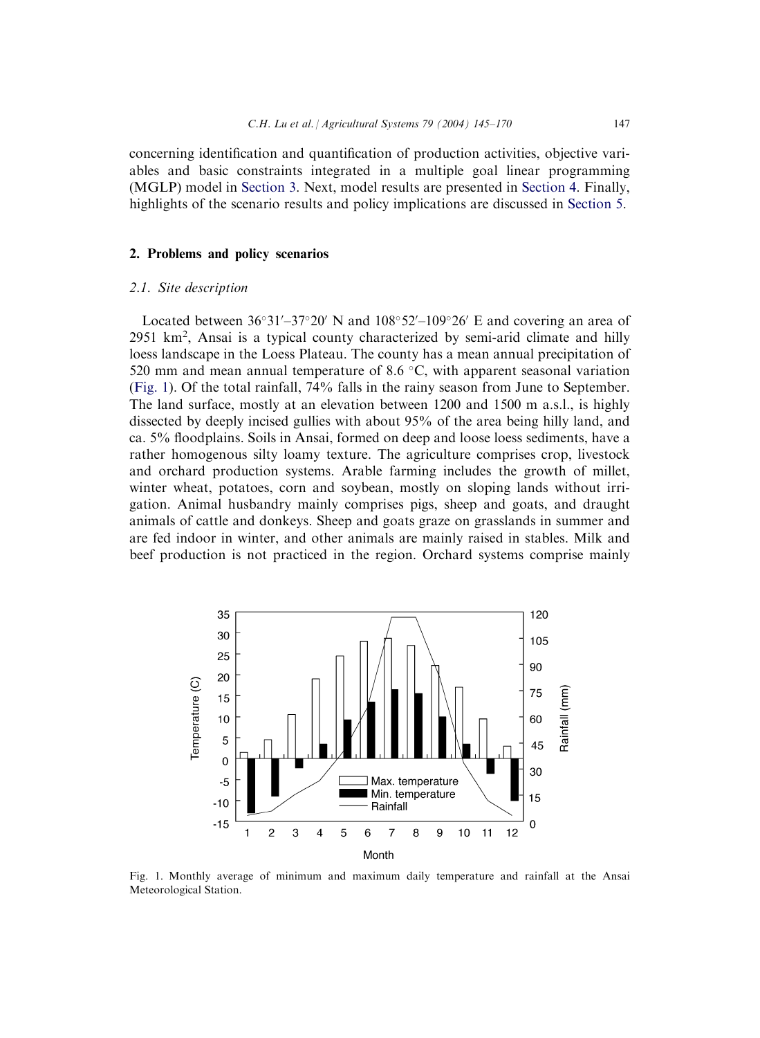concerning identification and quantification of production activities, objective variables and basic constraints integrated in a multiple goal linear programming (MGLP) model in Section 3. Next, model results are presented in Section 4. Finally, highlights of the scenario results and policy implications are discussed in Section 5.

## 2. Problems and policy scenarios

### 2.1. Site description

Located between 36°31′–37°20′ N and 108°52′–109°26′ E and covering an area of 2951 km$^2$, Ansai is a typical county characterized by semi-arid climate and hilly loess landscape in the Loess Plateau. The county has a mean annual precipitation of 520 mm and mean annual temperature of 8.6 °C, with apparent seasonal variation (Fig. 1). Of the total rainfall, 74% falls in the rainy season from June to September. The land surface, mostly at an elevation between 1200 and 1500 m a.s.l., is highly dissected by deeply incised gullies with about 95% of the area being hilly land, and ca. 5% floodplains. Soils in Ansai, formed on deep and loose loess sediments, have a rather homogenous silty loamy texture. The agriculture comprises crop, livestock and orchard production systems. Arable farming includes the growth of millet, winter wheat, potatoes, corn and soybean, mostly on sloping lands without irrigation. Animal husbandry mainly comprises pigs, sheep and goats, and draught animals of cattle and donkeys. Sheep and goats graze on grasslands in summer and are fed indoor in winter, and other animals are mainly raised in stables. Milk and beef production is not practiced in the region. Orchard systems comprise mainly

Fig. 1. Monthly average of minimum and maximum daily temperature and rainfall at the Ansai Meteorological Station.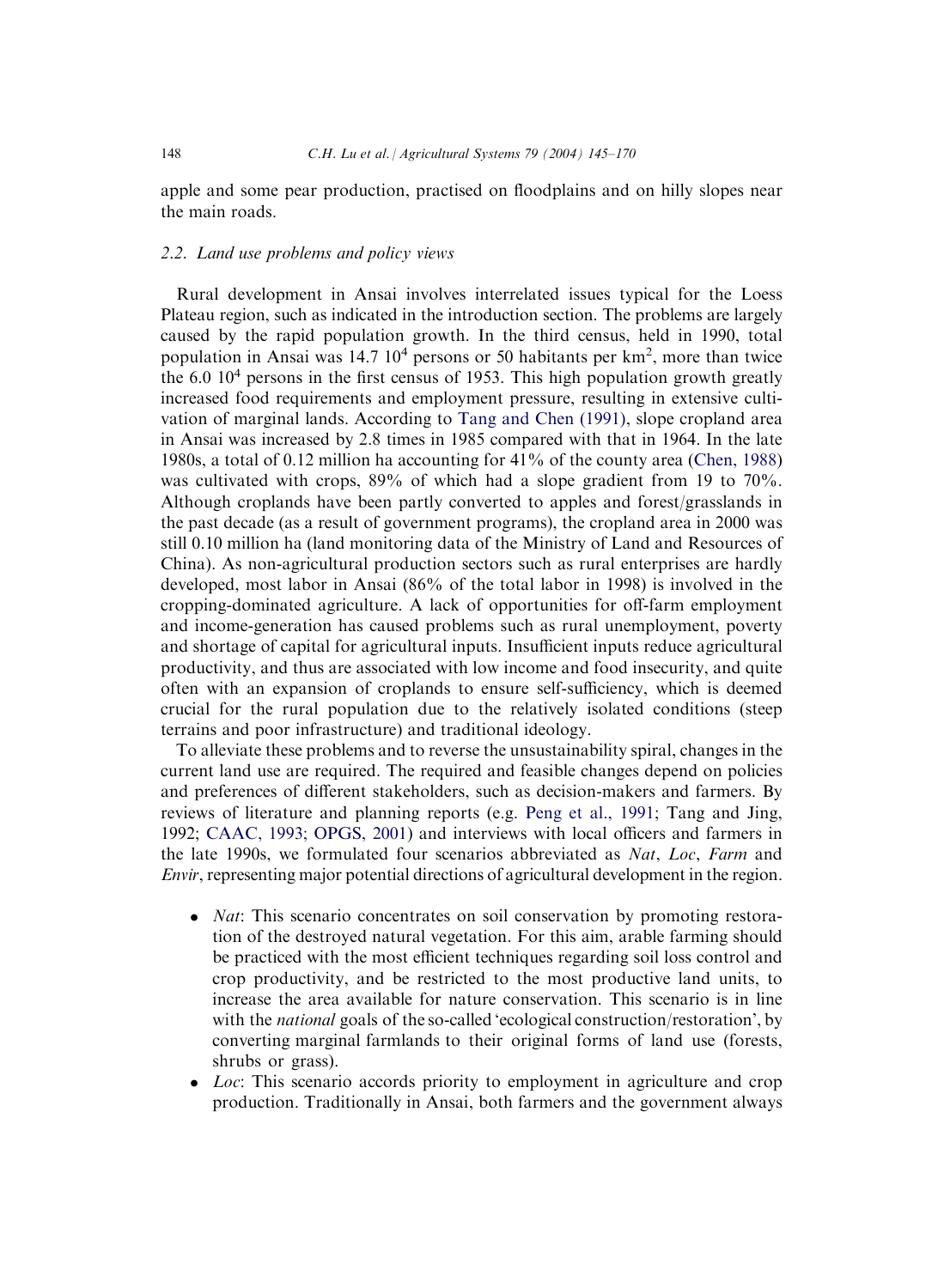apple and some pear production, practised on floodplains and on hilly slopes near the main roads.

### 2.2. Land use problems and policy views

Rural development in Ansai involves interrelated issues typical for the Loess Plateau region, such as indicated in the introduction section. The problems are largely caused by the rapid population growth. In the third census, held in 1990, total population in Ansai was 14.7 $10^4$ persons or 50 habitants per $km^2$, more than twice the 6.0 $10^4$ persons in the first census of 1953. This high population growth greatly increased food requirements and employment pressure, resulting in extensive cultivation of marginal lands. According to Tang and Chen (1991), slope cropland area in Ansai was increased by 2.8 times in 1985 compared with that in 1964. In the late 1980s, a total of 0.12 million ha accounting for 41% of the county area (Chen, 1988) was cultivated with crops, 89% of which had a slope gradient from 19 to 70%. Although croplands have been partly converted to apples and forest/grasslands in the past decade (as a result of government programs), the cropland area in 2000 was still 0.10 million ha (land monitoring data of the Ministry of Land and Resources of China). As non-agricultural production sectors such as rural enterprises are hardly developed, most labor in Ansai (86% of the total labor in 1998) is involved in the cropping-dominated agriculture. A lack of opportunities for off-farm employment and income-generation has caused problems such as rural unemployment, poverty and shortage of capital for agricultural inputs. Insufficient inputs reduce agricultural productivity, and thus are associated with low income and food insecurity, and quite often with an expansion of croplands to ensure self-sufficiency, which is deemed crucial for the rural population due to the relatively isolated conditions (steep terrains and poor infrastructure) and traditional ideology.

To alleviate these problems and to reverse the unsustainability spiral, changes in the current land use are required. The required and feasible changes depend on policies and preferences of different stakeholders, such as decision-makers and farmers. By reviews of literature and planning reports (e.g. Peng et al., 1991; Tang and Jing, 1992; CAAC, 1993; OPGS, 2001) and interviews with local officers and farmers in the late 1990s, we formulated four scenarios abbreviated as *Nat*, *Loc*, *Farm* and *Envir*, representing major potential directions of agricultural development in the region.

- *Nat*: This scenario concentrates on soil conservation by promoting restoration of the destroyed natural vegetation. For this aim, arable farming should be practiced with the most efficient techniques regarding soil loss control and crop productivity, and be restricted to the most productive land units, to increase the area available for nature conservation. This scenario is in line with the *national* goals of the so-called 'ecological construction/restoration', by converting marginal farmlands to their original forms of land use (forests, shrubs or grass).
- *Loc*: This scenario accords priority to employment in agriculture and crop production. Traditionally in Ansai, both farmers and the government always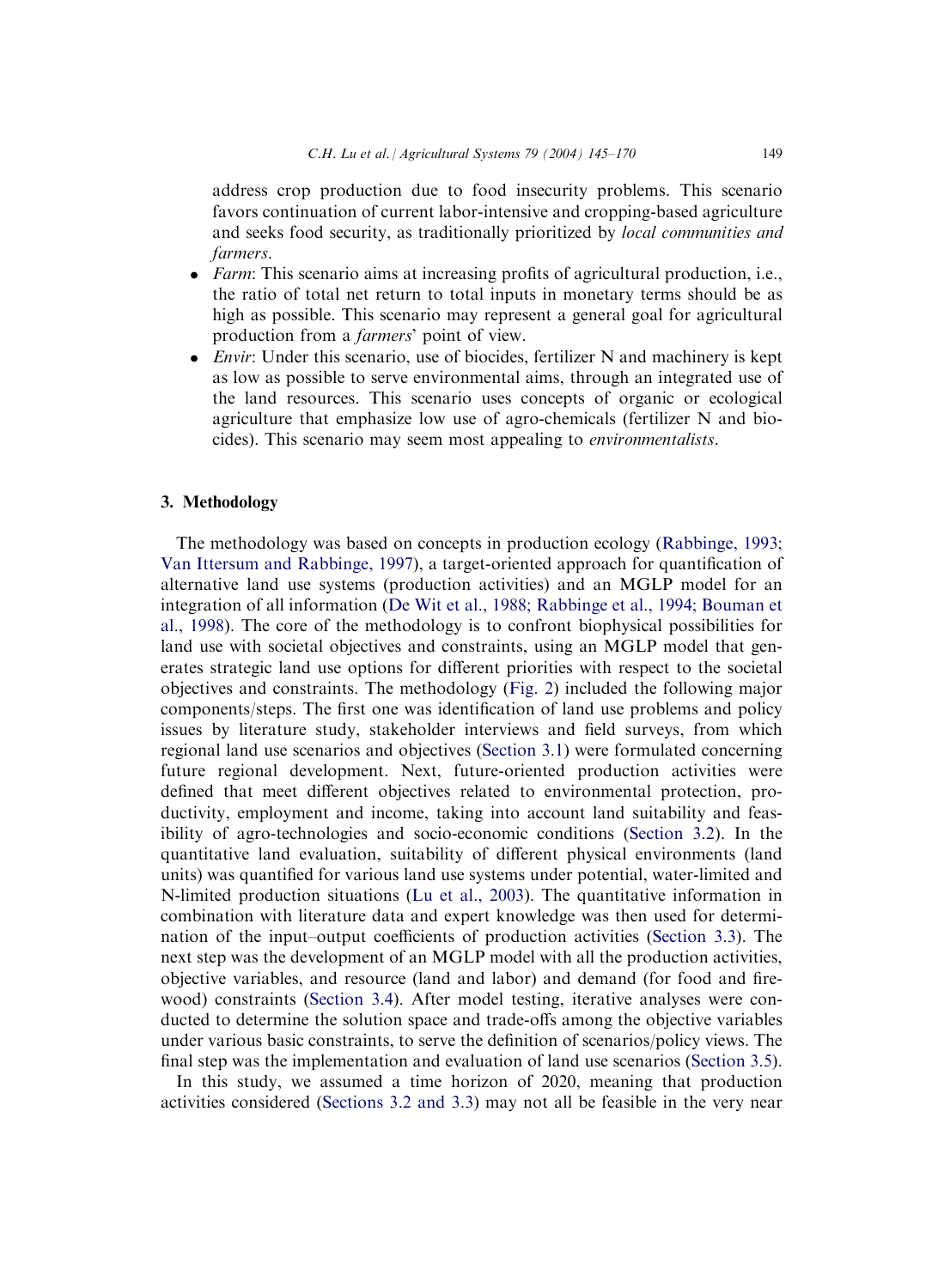address crop production due to food insecurity problems. This scenario favors continuation of current labor-intensive and cropping-based agriculture and seeks food security, as traditionally prioritized by *local communities and farmers*.

- *Farm*: This scenario aims at increasing profits of agricultural production, i.e., the ratio of total net return to total inputs in monetary terms should be as high as possible. This scenario may represent a general goal for agricultural production from a *farmers*' point of view.
- *Envir*: Under this scenario, use of biocides, fertilizer N and machinery is kept as low as possible to serve environmental aims, through an integrated use of the land resources. This scenario uses concepts of organic or ecological agriculture that emphasize low use of agro-chemicals (fertilizer N and biocides). This scenario may seem most appealing to *environmentalists*.

## 3. Methodology

The methodology was based on concepts in production ecology (Rabbinge, 1993; Van Ittersum and Rabbinge, 1997), a target-oriented approach for quantification of alternative land use systems (production activities) and an MGLP model for an integration of all information (De Wit et al., 1988; Rabbinge et al., 1994; Bouman et al., 1998). The core of the methodology is to confront biophysical possibilities for land use with societal objectives and constraints, using an MGLP model that generates strategic land use options for different priorities with respect to the societal objectives and constraints. The methodology (Fig. 2) included the following major components/steps. The first one was identification of land use problems and policy issues by literature study, stakeholder interviews and field surveys, from which regional land use scenarios and objectives (Section 3.1) were formulated concerning future regional development. Next, future-oriented production activities were defined that meet different objectives related to environmental protection, productivity, employment and income, taking into account land suitability and feasibility of agro-technologies and socio-economic conditions (Section 3.2). In the quantitative land evaluation, suitability of different physical environments (land units) was quantified for various land use systems under potential, water-limited and N-limited production situations (Lu et al., 2003). The quantitative information in combination with literature data and expert knowledge was then used for determination of the input–output coefficients of production activities (Section 3.3). The next step was the development of an MGLP model with all the production activities, objective variables, and resource (land and labor) and demand (for food and firewood) constraints (Section 3.4). After model testing, iterative analyses were conducted to determine the solution space and trade-offs among the objective variables under various basic constraints, to serve the definition of scenarios/policy views. The final step was the implementation and evaluation of land use scenarios (Section 3.5).

In this study, we assumed a time horizon of 2020, meaning that production activities considered (Sections 3.2 and 3.3) may not all be feasible in the very near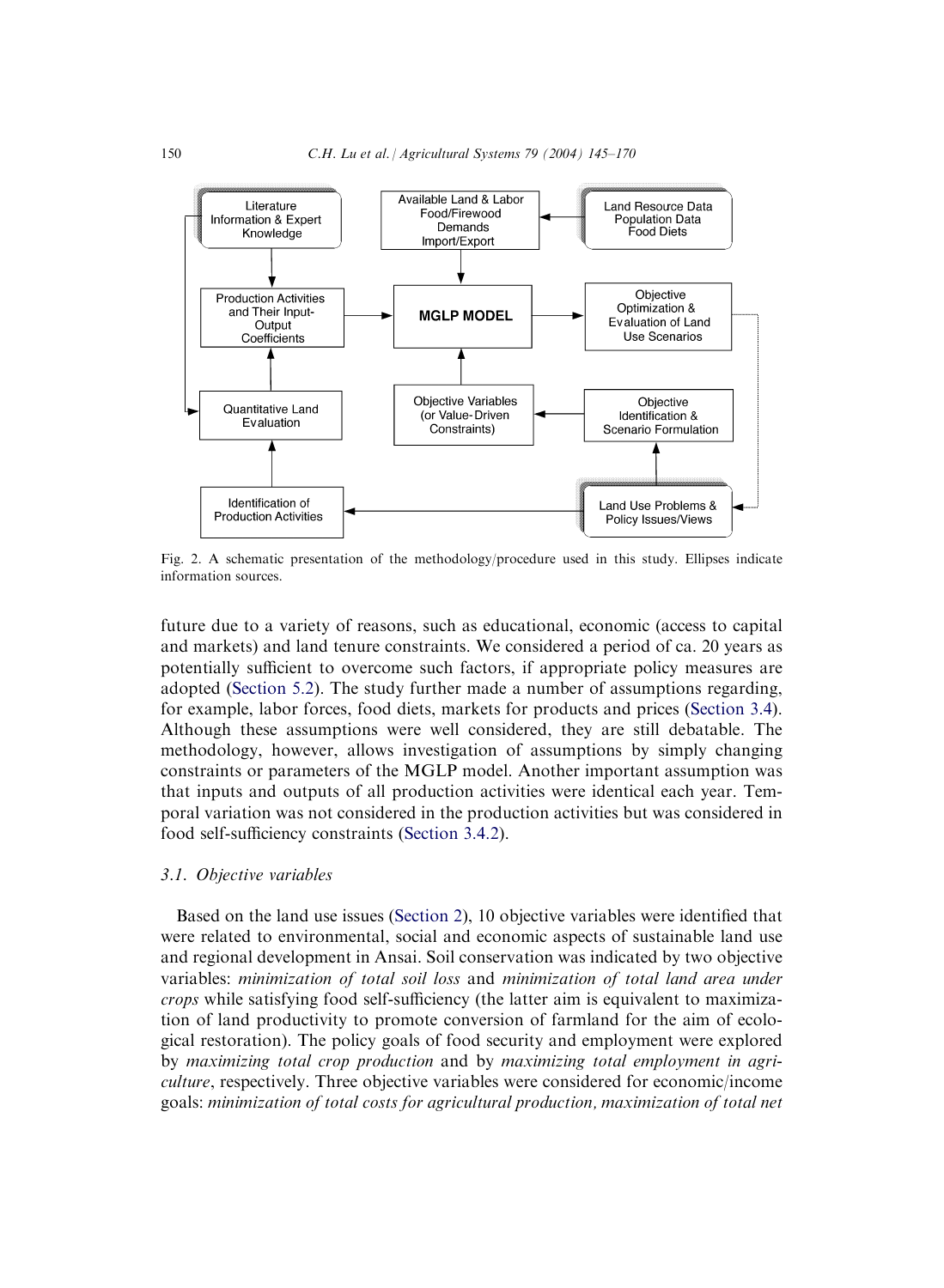Fig. 2. A schematic presentation of the methodology/procedure used in this study. Ellipses indicate information sources.

future due to a variety of reasons, such as educational, economic (access to capital and markets) and land tenure constraints. We considered a period of ca. 20 years as potentially sufficient to overcome such factors, if appropriate policy measures are adopted (Section 5.2). The study further made a number of assumptions regarding, for example, labor forces, food diets, markets for products and prices (Section 3.4). Although these assumptions were well considered, they are still debatable. The methodology, however, allows investigation of assumptions by simply changing constraints or parameters of the MGLP model. Another important assumption was that inputs and outputs of all production activities were identical each year. Temporal variation was not considered in the production activities but was considered in food self-sufficiency constraints (Section 3.4.2).

### 3.1. Objective variables

Based on the land use issues (Section 2), 10 objective variables were identified that were related to environmental, social and economic aspects of sustainable land use and regional development in Ansai. Soil conservation was indicated by two objective variables: *minimization of total soil loss* and *minimization of total land area under crops* while satisfying food self-sufficiency (the latter aim is equivalent to maximization of land productivity to promote conversion of farmland for the aim of ecological restoration). The policy goals of food security and employment were explored by *maximizing total crop production* and by *maximizing total employment in agriculture*, respectively. Three objective variables were considered for economic/income goals: *minimization of total costs for agricultural production*, *maximization of total net*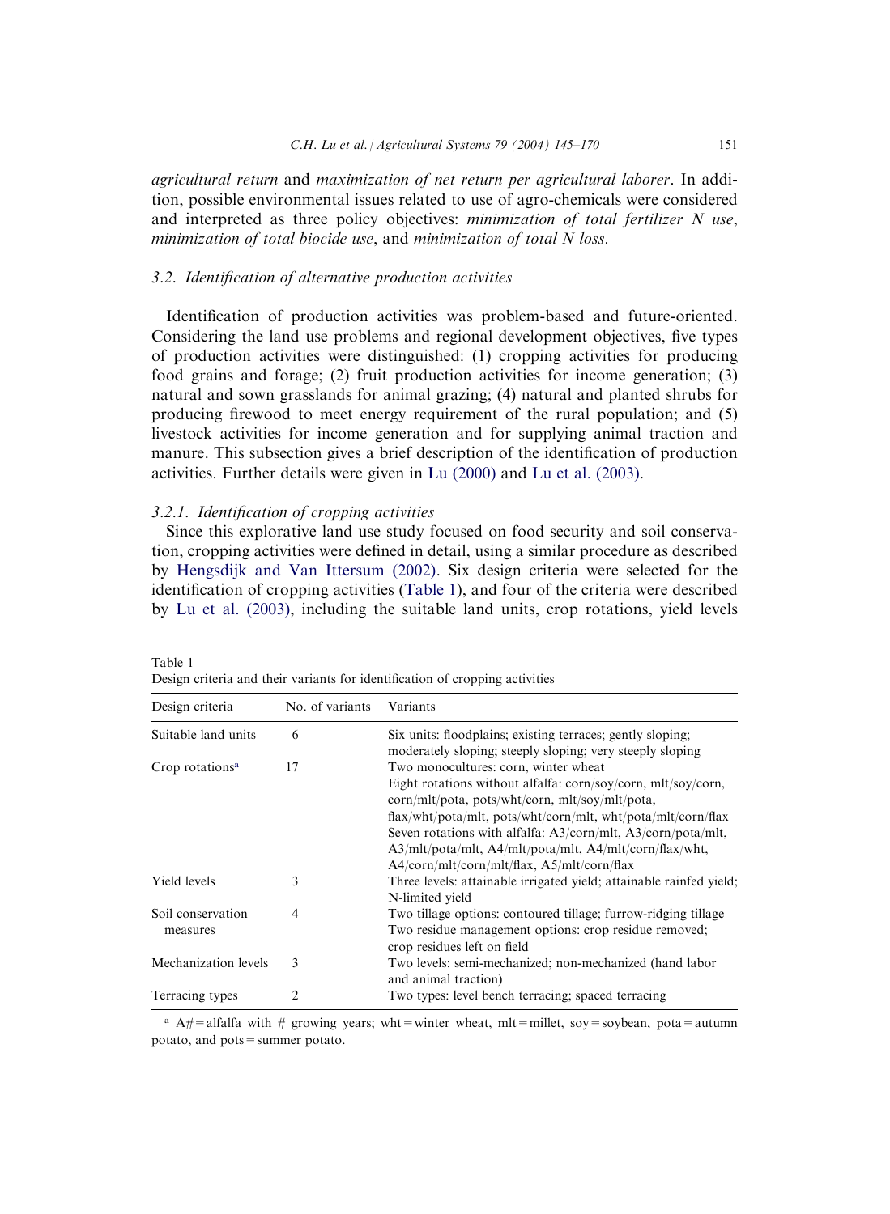*agricultural return* and *maximization of net return per agricultural laborer*. In addition, possible environmental issues related to use of agro-chemicals were considered and interpreted as three policy objectives: *minimization of total fertilizer N use*, *minimization of total biocide use*, and *minimization of total N loss*.

### 3.2. Identification of alternative production activities

Identification of production activities was problem-based and future-oriented. Considering the land use problems and regional development objectives, five types of production activities were distinguished: (1) cropping activities for producing food grains and forage; (2) fruit production activities for income generation; (3) natural and sown grasslands for animal grazing; (4) natural and planted shrubs for producing firewood to meet energy requirement of the rural population; and (5) livestock activities for income generation and for supplying animal traction and manure. This subsection gives a brief description of the identification of production activities. Further details were given in Lu (2000) and Lu et al. (2003).

#### 3.2.1. Identification of cropping activities

Since this explorative land use study focused on food security and soil conservation, cropping activities were defined in detail, using a similar procedure as described by Hengsdijk and Van Ittersum (2002). Six design criteria were selected for the identification of cropping activities (Table 1), and four of the criteria were described by Lu et al. (2003), including the suitable land units, crop rotations, yield levels

Table 1
Design criteria and their variants for identification of cropping activities

| Design criteria | No. of variants | Variants |
|---|---|---|
| Suitable land units | 6 | Six units: floodplains; existing terraces; gently sloping; moderately sloping; steeply sloping; very steeply sloping |
| Crop rotations[a] | 17 | Two monocultures: corn, winter wheat<br>Eight rotations without alfalfa: corn/soy/corn, mlt/soy/corn, corn/mlt/pota, pots/wht/corn, mlt/soy/mlt/pota, flax/wht/pota/mlt, pots/wht/corn/mlt, wht/pota/mlt/corn/flax<br>Seven rotations with alfalfa: A3/corn/mlt, A3/corn/pota/mlt, A3/mlt/pota/mlt, A4/mlt/pota/mlt, A4/mlt/corn/flax/wht, A4/corn/mlt/corn/mlt/flax, A5/mlt/corn/flax |
| Yield levels | 3 | Three levels: attainable irrigated yield; attainable rainfed yield; N-limited yield |
| Soil conservation measures | 4 | Two tillage options: contoured tillage; furrow-ridging tillage<br>Two residue management options: crop residue removed; crop residues left on field |
| Mechanization levels | 3 | Two levels: semi-mechanized; non-mechanized (hand labor and animal traction) |
| Terracing types | 2 | Two types: level bench terracing; spaced terracing |

[a] A# = alfalfa with # growing years; wht = winter wheat, mlt = millet, soy = soybean, pota = autumn potato, and pots = summer potato.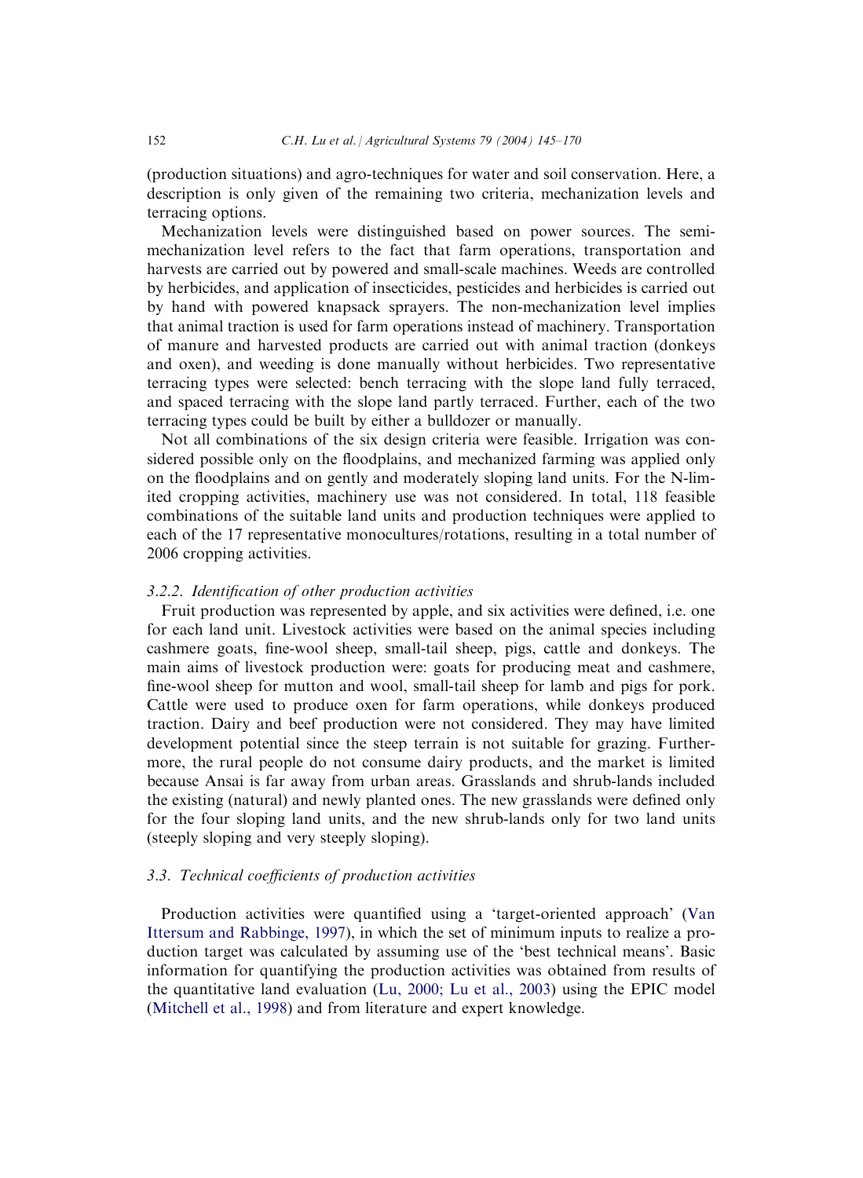(production situations) and agro-techniques for water and soil conservation. Here, a description is only given of the remaining two criteria, mechanization levels and terracing options.

Mechanization levels were distinguished based on power sources. The semi-mechanization level refers to the fact that farm operations, transportation and harvests are carried out by powered and small-scale machines. Weeds are controlled by herbicides, and application of insecticides, pesticides and herbicides is carried out by hand with powered knapsack sprayers. The non-mechanization level implies that animal traction is used for farm operations instead of machinery. Transportation of manure and harvested products are carried out with animal traction (donkeys and oxen), and weeding is done manually without herbicides. Two representative terracing types were selected: bench terracing with the slope land fully terraced, and spaced terracing with the slope land partly terraced. Further, each of the two terracing types could be built by either a bulldozer or manually.

Not all combinations of the six design criteria were feasible. Irrigation was considered possible only on the floodplains, and mechanized farming was applied only on the floodplains and on gently and moderately sloping land units. For the N-limited cropping activities, machinery use was not considered. In total, 118 feasible combinations of the suitable land units and production techniques were applied to each of the 17 representative monocultures/rotations, resulting in a total number of 2006 cropping activities.

### *3.2.2. Identification of other production activities*

Fruit production was represented by apple, and six activities were defined, i.e. one for each land unit. Livestock activities were based on the animal species including cashmere goats, fine-wool sheep, small-tail sheep, pigs, cattle and donkeys. The main aims of livestock production were: goats for producing meat and cashmere, fine-wool sheep for mutton and wool, small-tail sheep for lamb and pigs for pork. Cattle were used to produce oxen for farm operations, while donkeys produced traction. Dairy and beef production were not considered. They may have limited development potential since the steep terrain is not suitable for grazing. Furthermore, the rural people do not consume dairy products, and the market is limited because Ansai is far away from urban areas. Grasslands and shrub-lands included the existing (natural) and newly planted ones. The new grasslands were defined only for the four sloping land units, and the new shrub-lands only for two land units (steeply sloping and very steeply sloping).

## *3.3. Technical coefficients of production activities*

Production activities were quantified using a 'target-oriented approach' (Van Ittersum and Rabbinge, 1997), in which the set of minimum inputs to realize a production target was calculated by assuming use of the 'best technical means'. Basic information for quantifying the production activities was obtained from results of the quantitative land evaluation (Lu, 2000; Lu et al., 2003) using the EPIC model (Mitchell et al., 1998) and from literature and expert knowledge.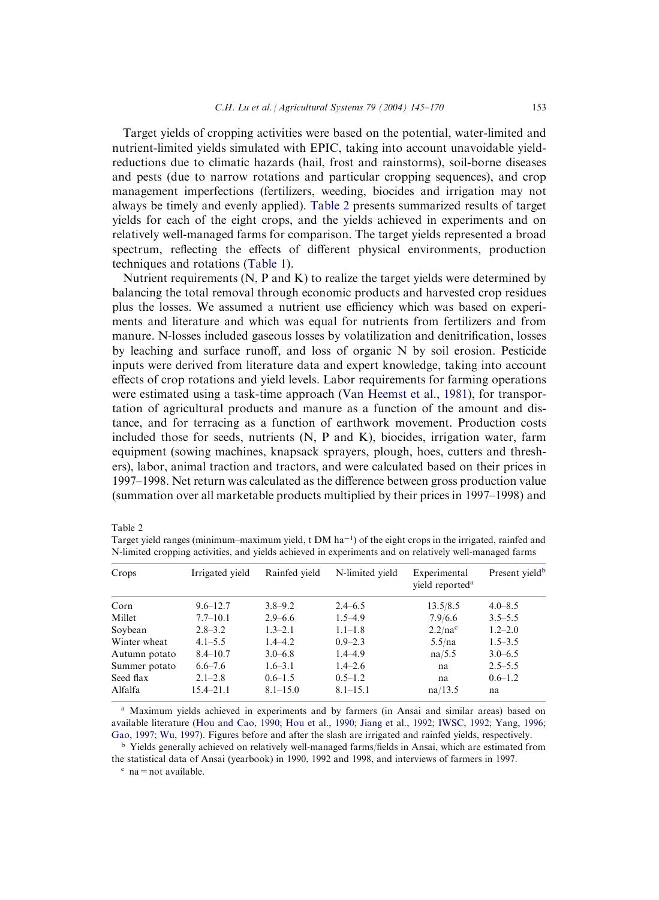Target yields of cropping activities were based on the potential, water-limited and nutrient-limited yields simulated with EPIC, taking into account unavoidable yield-reductions due to climatic hazards (hail, frost and rainstorms), soil-borne diseases and pests (due to narrow rotations and particular cropping sequences), and crop management imperfections (fertilizers, weeding, biocides and irrigation may not always be timely and evenly applied). Table 2 presents summarized results of target yields for each of the eight crops, and the yields achieved in experiments and on relatively well-managed farms for comparison. The target yields represented a broad spectrum, reflecting the effects of different physical environments, production techniques and rotations (Table 1).

Nutrient requirements (N, P and K) to realize the target yields were determined by balancing the total removal through economic products and harvested crop residues plus the losses. We assumed a nutrient use efficiency which was based on experiments and literature and which was equal for nutrients from fertilizers and from manure. N-losses included gaseous losses by volatilization and denitrification, losses by leaching and surface runoff, and loss of organic N by soil erosion. Pesticide inputs were derived from literature data and expert knowledge, taking into account effects of crop rotations and yield levels. Labor requirements for farming operations were estimated using a task-time approach (Van Heemst et al., 1981), for transportation of agricultural products and manure as a function of the amount and distance, and for terracing as a function of earthwork movement. Production costs included those for seeds, nutrients (N, P and K), biocides, irrigation water, farm equipment (sowing machines, knapsack sprayers, plough, hoes, cutters and threshers), labor, animal traction and tractors, and were calculated based on their prices in 1997–1998. Net return was calculated as the difference between gross production value (summation over all marketable products multiplied by their prices in 1997–1998) and

Table 2
Target yield ranges (minimum–maximum yield, t DM ha$^{-1}$) of the eight crops in the irrigated, rainfed and N-limited cropping activities, and yields achieved in experiments and on relatively well-managed farms

| Crops | Irrigated yield | Rainfed yield | N-limited yield | Experimental yield reported[a] | Present yield[b] |
|---|---|---|---|---|---|
| Corn | 9.6–12.7 | 3.8–9.2 | 2.4–6.5 | 13.5/8.5 | 4.0–8.5 |
| Millet | 7.7–10.1 | 2.9–6.6 | 1.5–4.9 | 7.9/6.6 | 3.5–5.5 |
| Soybean | 2.8–3.2 | 1.3–2.1 | 1.1–1.8 | 2.2/na[c] | 1.2–2.0 |
| Winter wheat | 4.1–5.5 | 1.4–4.2 | 0.9–2.3 | 5.5/na | 1.5–3.5 |
| Autumn potato | 8.4–10.7 | 3.0–6.8 | 1.4–4.9 | na/5.5 | 3.0–6.5 |
| Summer potato | 6.6–7.6 | 1.6–3.1 | 1.4–2.6 | na | 2.5–5.5 |
| Seed flax | 2.1–2.8 | 0.6–1.5 | 0.5–1.2 | na | 0.6–1.2 |
| Alfalfa | 15.4–21.1 | 8.1–15.0 | 8.1–15.1 | na/13.5 | na |

[a] Maximum yields achieved in experiments and by farmers (in Ansai and similar areas) based on available literature (Hou and Cao, 1990; Hou et al., 1990; Jiang et al., 1992; IWSC, 1992; Yang, 1996; Gao, 1997; Wu, 1997). Figures before and after the slash are irrigated and rainfed yields, respectively.

[b] Yields generally achieved on relatively well-managed farms/fields in Ansai, which are estimated from the statistical data of Ansai (yearbook) in 1990, 1992 and 1998, and interviews of farmers in 1997.

[c] na = not available.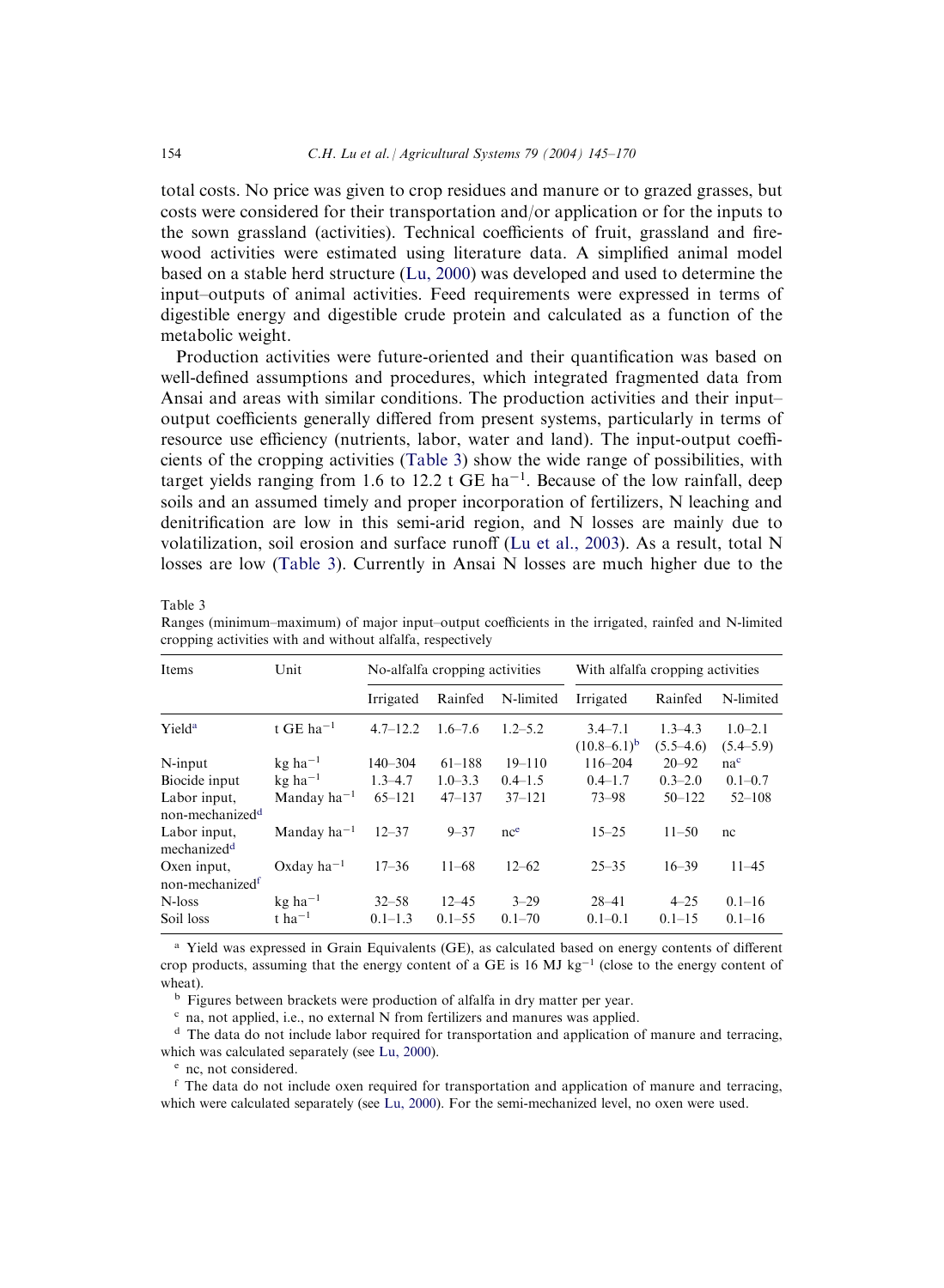total costs. No price was given to crop residues and manure or to grazed grasses, but costs were considered for their transportation and/or application or for the inputs to the sown grassland (activities). Technical coefficients of fruit, grassland and firewood activities were estimated using literature data. A simplified animal model based on a stable herd structure (Lu, 2000) was developed and used to determine the input–outputs of animal activities. Feed requirements were expressed in terms of digestible energy and digestible crude protein and calculated as a function of the metabolic weight.

Production activities were future-oriented and their quantification was based on well-defined assumptions and procedures, which integrated fragmented data from Ansai and areas with similar conditions. The production activities and their input–output coefficients generally differed from present systems, particularly in terms of resource use efficiency (nutrients, labor, water and land). The input-output coefficients of the cropping activities (Table 3) show the wide range of possibilities, with target yields ranging from 1.6 to 12.2 t GE $ha^{-1}$. Because of the low rainfall, deep soils and an assumed timely and proper incorporation of fertilizers, N leaching and denitrification are low in this semi-arid region, and N losses are mainly due to volatilization, soil erosion and surface runoff (Lu et al., 2003). As a result, total N losses are low (Table 3). Currently in Ansai N losses are much higher due to the

Table 3
Ranges (minimum–maximum) of major input–output coefficients in the irrigated, rainfed and N-limited cropping activities with and without alfalfa, respectively

| Items | Unit | No-alfalfa cropping activities | | | With alfalfa cropping activities | | |
|---|---|---|---|---|---|---|---|
| | | Irrigated | Rainfed | N-limited | Irrigated | Rainfed | N-limited |
| Yield[a] | t GE $ha^{-1}$ | 4.7–12.2 | 1.6–7.6 | 1.2–5.2 | 3.4–7.1 (10.8–6.1)[b] | 1.3–4.3 (5.5–4.6) | 1.0–2.1 (5.4–5.9) |
| N-input | kg $ha^{-1}$ | 140–304 | 61–188 | 19–110 | 116–204 | 20–92 | na[c] |
| Biocide input | kg $ha^{-1}$ | 1.3–4.7 | 1.0–3.3 | 0.4–1.5 | 0.4–1.7 | 0.3–2.0 | 0.1–0.7 |
| Labor input, non-mechanized[d] | Manday $ha^{-1}$ | 65–121 | 47–137 | 37–121 | 73–98 | 50–122 | 52–108 |
| Labor input, mechanized[d] | Manday $ha^{-1}$ | 12–37 | 9–37 | nc[e] | 15–25 | 11–50 | nc |
| Oxen input, non-mechanized[f] | Oxday $ha^{-1}$ | 17–36 | 11–68 | 12–62 | 25–35 | 16–39 | 11–45 |
| N-loss | kg $ha^{-1}$ | 32–58 | 12–45 | 3–29 | 28–41 | 4–25 | 0.1–16 |
| Soil loss | t $ha^{-1}$ | 0.1–1.3 | 0.1–55 | 0.1–70 | 0.1–0.1 | 0.1–15 | 0.1–16 |

[a] Yield was expressed in Grain Equivalents (GE), as calculated based on energy contents of different crop products, assuming that the energy content of a GE is 16 MJ $kg^{-1}$ (close to the energy content of wheat).

[b] Figures between brackets were production of alfalfa in dry matter per year.

[c] na, not applied, i.e., no external N from fertilizers and manures was applied.

[d] The data do not include labor required for transportation and application of manure and terracing, which was calculated separately (see Lu, 2000).

[e] nc, not considered.

[f] The data do not include oxen required for transportation and application of manure and terracing, which were calculated separately (see Lu, 2000). For the semi-mechanized level, no oxen were used.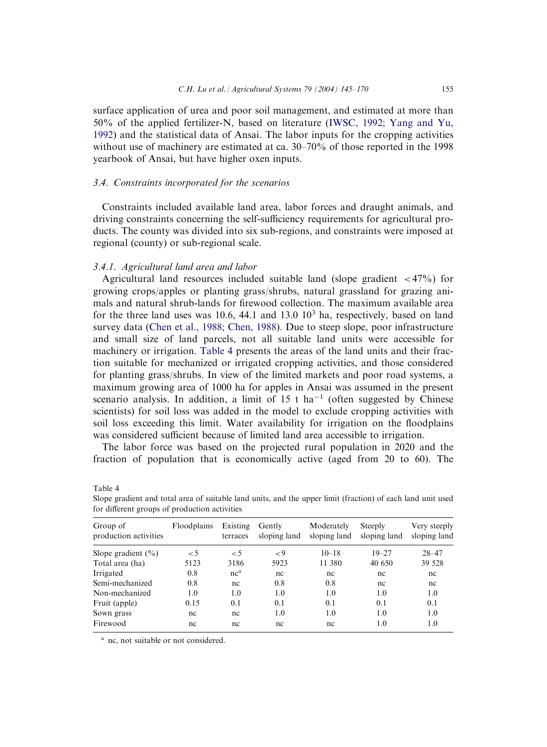surface application of urea and poor soil management, and estimated at more than 50% of the applied fertilizer-N, based on literature (IWSC, 1992; Yang and Yu, 1992) and the statistical data of Ansai. The labor inputs for the cropping activities without use of machinery are estimated at ca. 30–70% of those reported in the 1998 yearbook of Ansai, but have higher oxen inputs.

### 3.4. Constraints incorporated for the scenarios

Constraints included available land area, labor forces and draught animals, and driving constraints concerning the self-sufficiency requirements for agricultural products. The county was divided into six sub-regions, and constraints were imposed at regional (county) or sub-regional scale.

#### 3.4.1. Agricultural land area and labor

Agricultural land resources included suitable land (slope gradient <47%) for growing crops/apples or planting grass/shrubs, natural grassland for grazing animals and natural shrub-lands for firewood collection. The maximum available area for the three land uses was 10.6, 44.1 and 13.0 $10^3$ ha, respectively, based on land survey data (Chen et al., 1988; Chen, 1988). Due to steep slope, poor infrastructure and small size of land parcels, not all suitable land units were accessible for machinery or irrigation. Table 4 presents the areas of the land units and their fraction suitable for mechanized or irrigated cropping activities, and those considered for planting grass/shrubs. In view of the limited markets and poor road systems, a maximum growing area of 1000 ha for apples in Ansai was assumed in the present scenario analysis. In addition, a limit of 15 t $ha^{-1}$ (often suggested by Chinese scientists) for soil loss was added in the model to exclude cropping activities with soil loss exceeding this limit. Water availability for irrigation on the floodplains was considered sufficient because of limited land area accessible to irrigation.

The labor force was based on the projected rural population in 2020 and the fraction of population that is economically active (aged from 20 to 60). The

Table 4

Slope gradient and total area of suitable land units, and the upper limit (fraction) of each land unit used for different groups of production activities

| Group of production activities | Floodplains | Existing terraces | Gently sloping land | Moderately sloping land | Steeply sloping land | Very steeply sloping land |
|---|---|---|---|---|---|---|
| Slope gradient (%) | <5 | <5 | <9 | 10–18 | 19–27 | 28–47 |
| Total area (ha) | 5123 | 3186 | 5923 | 11 380 | 40 650 | 39 528 |
| Irrigated | 0.8 | nc[a] | nc | nc | nc | nc |
| Semi-mechanized | 0.8 | nc | 0.8 | 0.8 | nc | nc |
| Non-mechanized | 1.0 | 1.0 | 1.0 | 1.0 | 1.0 | 1.0 |
| Fruit (apple) | 0.15 | 0.1 | 0.1 | 0.1 | 0.1 | 0.1 |
| Sown grass | nc | nc | 1.0 | 1.0 | 1.0 | 1.0 |
| Firewood | nc | nc | nc | nc | 1.0 | 1.0 |

[a] nc, not suitable or not considered.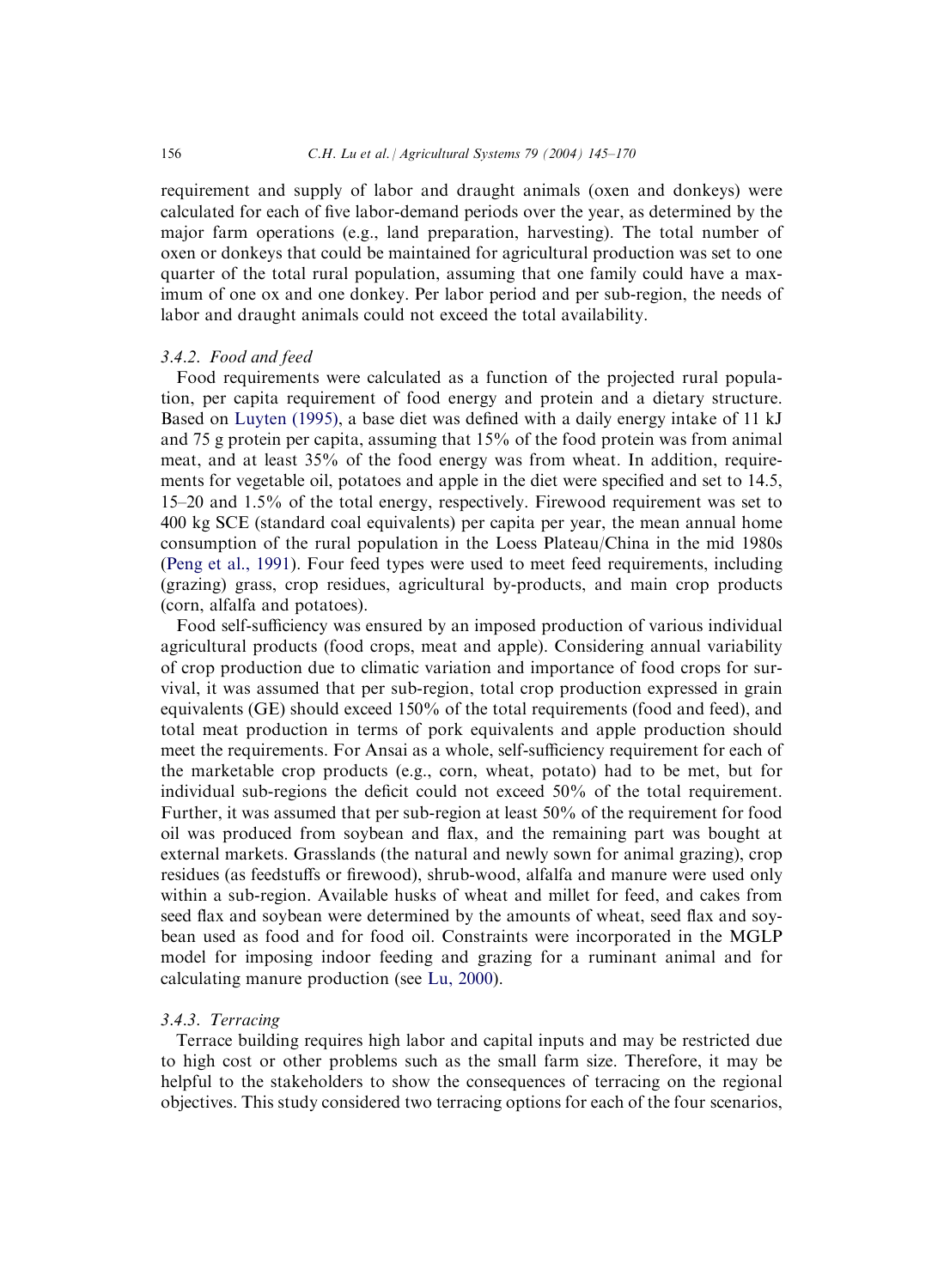requirement and supply of labor and draught animals (oxen and donkeys) were calculated for each of five labor-demand periods over the year, as determined by the major farm operations (e.g., land preparation, harvesting). The total number of oxen or donkeys that could be maintained for agricultural production was set to one quarter of the total rural population, assuming that one family could have a maximum of one ox and one donkey. Per labor period and per sub-region, the needs of labor and draught animals could not exceed the total availability.

### 3.4.2. Food and feed

Food requirements were calculated as a function of the projected rural population, per capita requirement of food energy and protein and a dietary structure. Based on Luyten (1995), a base diet was defined with a daily energy intake of 11 kJ and 75 g protein per capita, assuming that 15% of the food protein was from animal meat, and at least 35% of the food energy was from wheat. In addition, requirements for vegetable oil, potatoes and apple in the diet were specified and set to 14.5, 15–20 and 1.5% of the total energy, respectively. Firewood requirement was set to 400 kg SCE (standard coal equivalents) per capita per year, the mean annual home consumption of the rural population in the Loess Plateau/China in the mid 1980s (Peng et al., 1991). Four feed types were used to meet feed requirements, including (grazing) grass, crop residues, agricultural by-products, and main crop products (corn, alfalfa and potatoes).

Food self-sufficiency was ensured by an imposed production of various individual agricultural products (food crops, meat and apple). Considering annual variability of crop production due to climatic variation and importance of food crops for survival, it was assumed that per sub-region, total crop production expressed in grain equivalents (GE) should exceed 150% of the total requirements (food and feed), and total meat production in terms of pork equivalents and apple production should meet the requirements. For Ansai as a whole, self-sufficiency requirement for each of the marketable crop products (e.g., corn, wheat, potato) had to be met, but for individual sub-regions the deficit could not exceed 50% of the total requirement. Further, it was assumed that per sub-region at least 50% of the requirement for food oil was produced from soybean and flax, and the remaining part was bought at external markets. Grasslands (the natural and newly sown for animal grazing), crop residues (as feedstuffs or firewood), shrub-wood, alfalfa and manure were used only within a sub-region. Available husks of wheat and millet for feed, and cakes from seed flax and soybean were determined by the amounts of wheat, seed flax and soybean used as food and for food oil. Constraints were incorporated in the MGLP model for imposing indoor feeding and grazing for a ruminant animal and for calculating manure production (see Lu, 2000).

### 3.4.3. Terracing

Terrace building requires high labor and capital inputs and may be restricted due to high cost or other problems such as the small farm size. Therefore, it may be helpful to the stakeholders to show the consequences of terracing on the regional objectives. This study considered two terracing options for each of the four scenarios,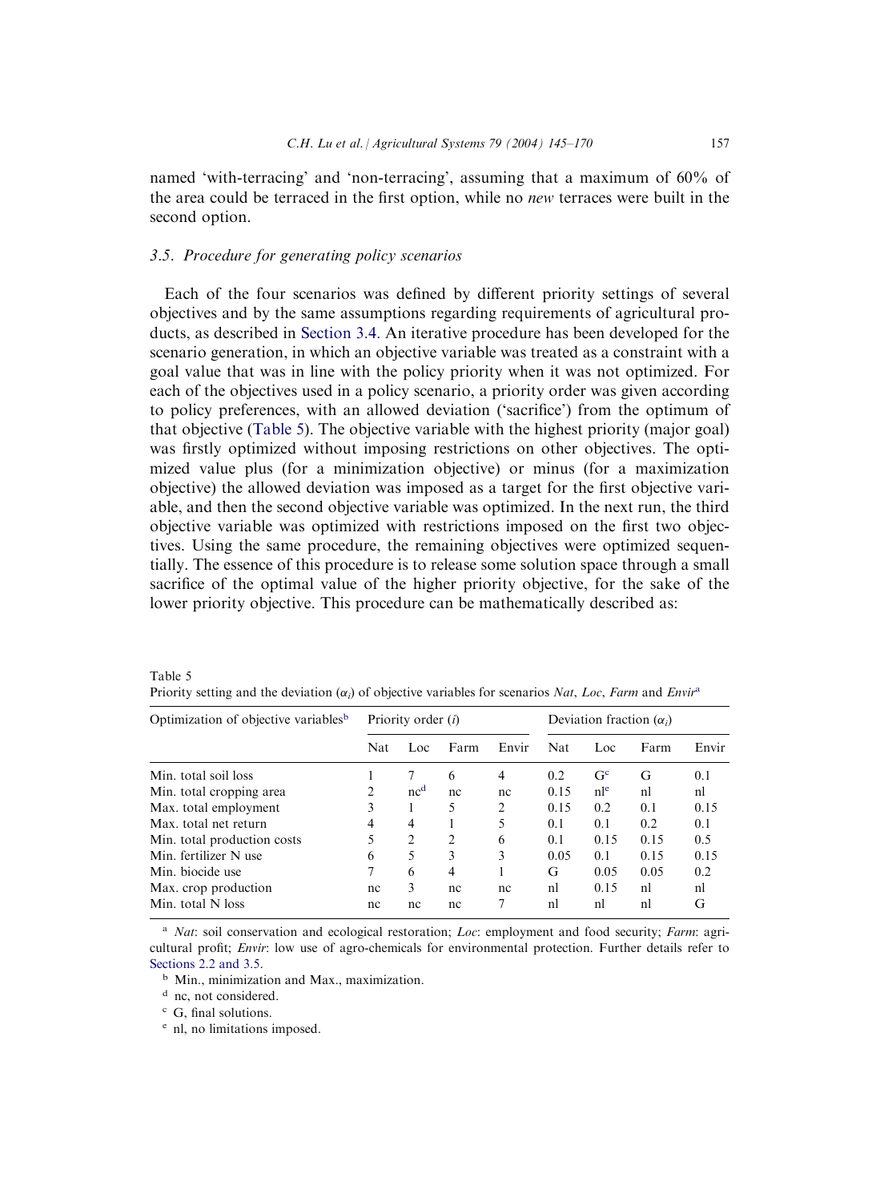named 'with-terracing' and 'non-terracing', assuming that a maximum of 60% of the area could be terraced in the first option, while no *new* terraces were built in the second option.

### 3.5. Procedure for generating policy scenarios

Each of the four scenarios was defined by different priority settings of several objectives and by the same assumptions regarding requirements of agricultural products, as described in Section 3.4. An iterative procedure has been developed for the scenario generation, in which an objective variable was treated as a constraint with a goal value that was in line with the policy priority when it was not optimized. For each of the objectives used in a policy scenario, a priority order was given according to policy preferences, with an allowed deviation ('sacrifice') from the optimum of that objective (Table 5). The objective variable with the highest priority (major goal) was firstly optimized without imposing restrictions on other objectives. The optimized value plus (for a minimization objective) or minus (for a maximization objective) the allowed deviation was imposed as a target for the first objective variable, and then the second objective variable was optimized. In the next run, the third objective variable was optimized with restrictions imposed on the first two objectives. Using the same procedure, the remaining objectives were optimized sequentially. The essence of this procedure is to release some solution space through a small sacrifice of the optimal value of the higher priority objective, for the sake of the lower priority objective. This procedure can be mathematically described as:

Table 5
Priority setting and the deviation ($\alpha_i$) of objective variables for scenarios *Nat*, *Loc*, *Farm* and *Envir*[a]

| Optimization of objective variables[b] | Priority order ($i$) | | | | Deviation fraction ($\alpha_i$) | | | |
|---|---|---|---|---|---|---|---|---|
| | Nat | Loc | Farm | Envir | Nat | Loc | Farm | Envir |
| Min. total soil loss | 1 | 7 | 6 | 4 | 0.2 | G[c] | G | 0.1 |
| Min. total cropping area | 2 | nc[d] | nc | nc | 0.15 | nl[e] | nl | nl |
| Max. total employment | 3 | 1 | 5 | 2 | 0.15 | 0.2 | 0.1 | 0.15 |
| Max. total net return | 4 | 4 | 1 | 5 | 0.1 | 0.1 | 0.2 | 0.1 |
| Min. total production costs | 5 | 2 | 2 | 6 | 0.1 | 0.15 | 0.15 | 0.5 |
| Min. fertilizer N use | 6 | 5 | 3 | 3 | 0.05 | 0.1 | 0.15 | 0.15 |
| Min. biocide use | 7 | 6 | 4 | 1 | G | 0.05 | 0.05 | 0.2 |
| Max. crop production | nc | 3 | nc | nc | nl | 0.15 | nl | nl |
| Min. total N loss | nc | nc | nc | 7 | nl | nl | nl | G |

[a] *Nat*: soil conservation and ecological restoration; *Loc*: employment and food security; *Farm*: agricultural profit; *Envir*: low use of agro-chemicals for environmental protection. Further details refer to Sections 2.2 and 3.5.

[b] Min., minimization and Max., maximization.

[d] nc, not considered.

[c] G, final solutions.

[e] nl, no limitations imposed.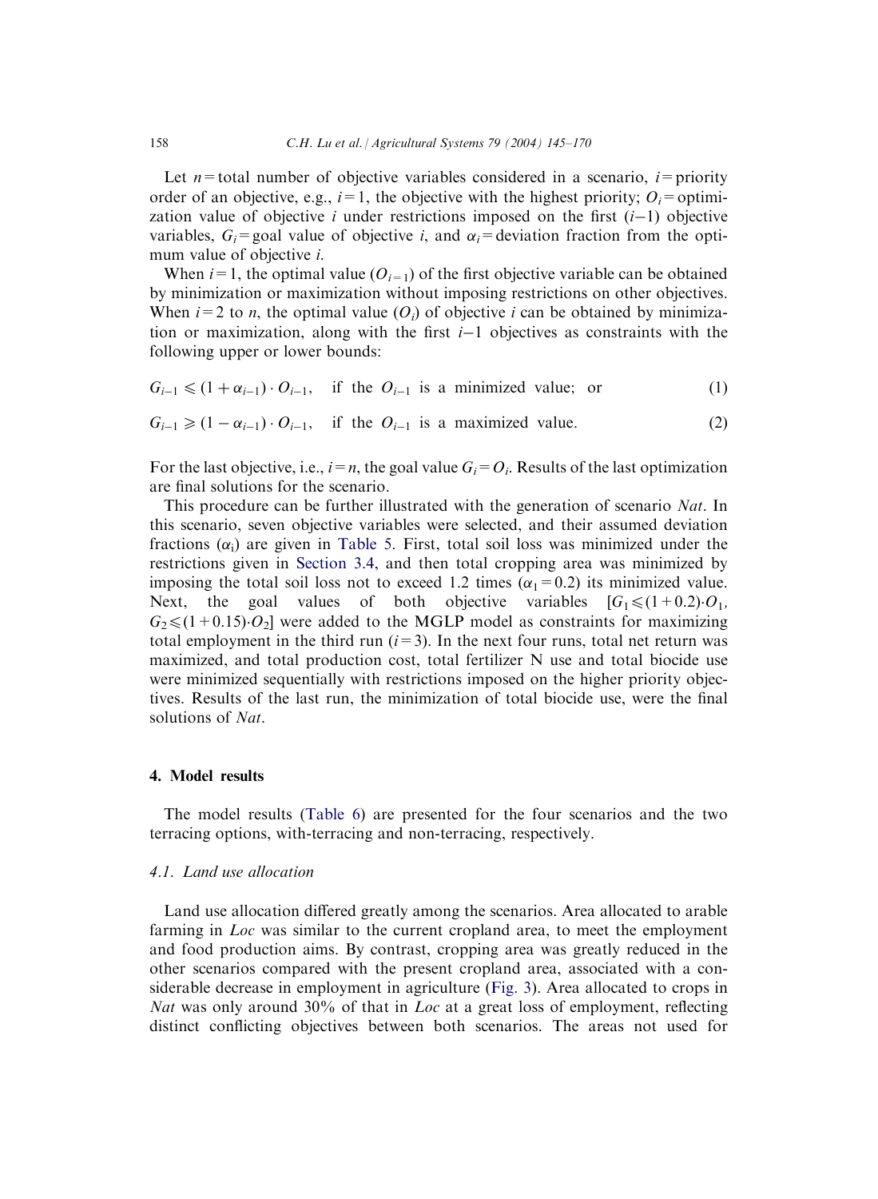Let $n$ = total number of objective variables considered in a scenario, $i$ = priority order of an objective, e.g., $i = 1$, the objective with the highest priority; $O_i$ = optimization value of objective $i$ under restrictions imposed on the first $(i-1)$ objective variables, $G_i$ = goal value of objective $i$, and $\alpha_i$ = deviation fraction from the optimum value of objective $i$.

When $i = 1$, the optimal value ($O_{i=1}$) of the first objective variable can be obtained by minimization or maximization without imposing restrictions on other objectives. When $i = 2$ to $n$, the optimal value ($O_i$) of objective $i$ can be obtained by minimization or maximization, along with the first $i-1$ objectives as constraints with the following upper or lower bounds:

$$G_{i-1} \leqslant (1 + \alpha_{i-1}) \cdot O_{i-1}, \quad \text{if the } O_{i-1} \text{ is a minimized value; or} \tag{1}$$

$$G_{i-1} \geqslant (1 - \alpha_{i-1}) \cdot O_{i-1}, \quad \text{if the } O_{i-1} \text{ is a maximized value.} \tag{2}$$

For the last objective, i.e., $i = n$, the goal value $G_i = O_i$. Results of the last optimization are final solutions for the scenario.

This procedure can be further illustrated with the generation of scenario *Nat*. In this scenario, seven objective variables were selected, and their assumed deviation fractions ($\alpha_i$) are given in Table 5. First, total soil loss was minimized under the restrictions given in Section 3.4, and then total cropping area was minimized by imposing the total soil loss not to exceed 1.2 times ($\alpha_1 = 0.2$) its minimized value. Next, the goal values of both objective variables [$G_1 \leqslant (1+0.2) \cdot O_1$, $G_2 \leqslant (1+0.15) \cdot O_2$] were added to the MGLP model as constraints for maximizing total employment in the third run ($i = 3$). In the next four runs, total net return was maximized, and total production cost, total fertilizer N use and total biocide use were minimized sequentially with restrictions imposed on the higher priority objectives. Results of the last run, the minimization of total biocide use, were the final solutions of *Nat*.

## 4. Model results

The model results (Table 6) are presented for the four scenarios and the two terracing options, with-terracing and non-terracing, respectively.

### 4.1. Land use allocation

Land use allocation differed greatly among the scenarios. Area allocated to arable farming in *Loc* was similar to the current cropland area, to meet the employment and food production aims. By contrast, cropping area was greatly reduced in the other scenarios compared with the present cropland area, associated with a considerable decrease in employment in agriculture (Fig. 3). Area allocated to crops in *Nat* was only around 30% of that in *Loc* at a great loss of employment, reflecting distinct conflicting objectives between both scenarios. The areas not used for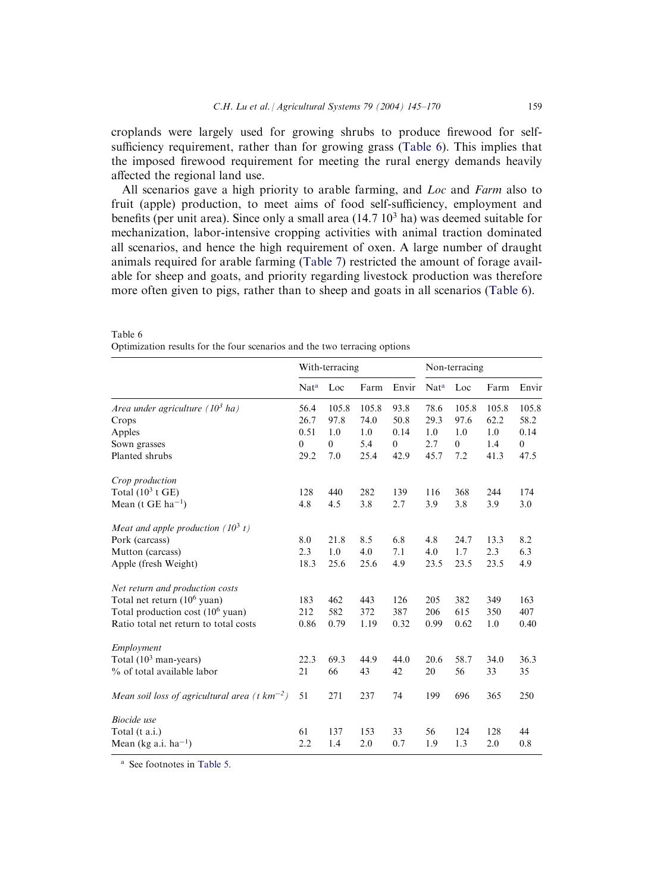croplands were largely used for growing shrubs to produce firewood for self-sufficiency requirement, rather than for growing grass (Table 6). This implies that the imposed firewood requirement for meeting the rural energy demands heavily affected the regional land use.

All scenarios gave a high priority to arable farming, and *Loc* and *Farm* also to fruit (apple) production, to meet aims of food self-sufficiency, employment and benefits (per unit area). Since only a small area (14.7 $10^3$ ha) was deemed suitable for mechanization, labor-intensive cropping activities with animal traction dominated all scenarios, and hence the high requirement of oxen. A large number of draught animals required for arable farming (Table 7) restricted the amount of forage available for sheep and goats, and priority regarding livestock production was therefore more often given to pigs, rather than to sheep and goats in all scenarios (Table 6).

Table 6
Optimization results for the four scenarios and the two terracing options

| | With-terracing | | | | Non-terracing | | | |
|---|---|---|---|---|---|---|---|---|
| | Nat[a] | Loc | Farm | Envir | Nat[a] | Loc | Farm | Envir |
| *Area under agriculture ($10^3$ ha)* | 56.4 | 105.8 | 105.8 | 93.8 | 78.6 | 105.8 | 105.8 | 105.8 |
| Crops | 26.7 | 97.8 | 74.0 | 50.8 | 29.3 | 97.6 | 62.2 | 58.2 |
| Apples | 0.51 | 1.0 | 1.0 | 0.14 | 1.0 | 1.0 | 1.0 | 0.14 |
| Sown grasses | 0 | 0 | 5.4 | 0 | 2.7 | 0 | 1.4 | 0 |
| Planted shrubs | 29.2 | 7.0 | 25.4 | 42.9 | 45.7 | 7.2 | 41.3 | 47.5 |
| *Crop production* | | | | | | | | |
| Total ($10^3$ t GE) | 128 | 440 | 282 | 139 | 116 | 368 | 244 | 174 |
| Mean (t GE $ha^{-1}$) | 4.8 | 4.5 | 3.8 | 2.7 | 3.9 | 3.8 | 3.9 | 3.0 |
| *Meat and apple production ($10^3$ t)* | | | | | | | | |
| Pork (carcass) | 8.0 | 21.8 | 8.5 | 6.8 | 4.8 | 24.7 | 13.3 | 8.2 |
| Mutton (carcass) | 2.3 | 1.0 | 4.0 | 7.1 | 4.0 | 1.7 | 2.3 | 6.3 |
| Apple (fresh Weight) | 18.3 | 25.6 | 25.6 | 4.9 | 23.5 | 23.5 | 23.5 | 4.9 |
| *Net return and production costs* | | | | | | | | |
| Total net return ($10^6$ yuan) | 183 | 462 | 443 | 126 | 205 | 382 | 349 | 163 |
| Total production cost ($10^6$ yuan) | 212 | 582 | 372 | 387 | 206 | 615 | 350 | 407 |
| Ratio total net return to total costs | 0.86 | 0.79 | 1.19 | 0.32 | 0.99 | 0.62 | 1.0 | 0.40 |
| *Employment* | | | | | | | | |
| Total ($10^3$ man-years) | 22.3 | 69.3 | 44.9 | 44.0 | 20.6 | 58.7 | 34.0 | 36.3 |
| % of total available labor | 21 | 66 | 43 | 42 | 20 | 56 | 33 | 35 |
| *Mean soil loss of agricultural area (t $km^{-2}$)* | 51 | 271 | 237 | 74 | 199 | 696 | 365 | 250 |
| *Biocide use* | | | | | | | | |
| Total (t a.i.) | 61 | 137 | 153 | 33 | 56 | 124 | 128 | 44 |
| Mean (kg a.i. $ha^{-1}$) | 2.2 | 1.4 | 2.0 | 0.7 | 1.9 | 1.3 | 2.0 | 0.8 |

[a] See footnotes in Table 5.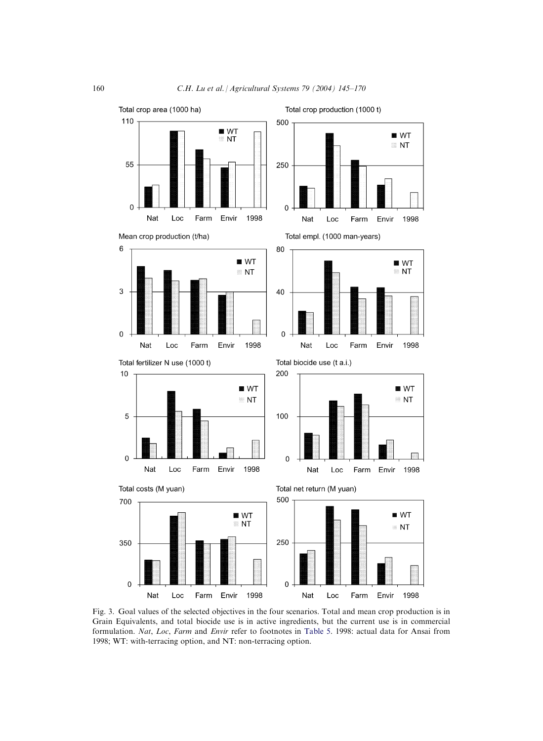Fig. 3. Goal values of the selected objectives in the four scenarios. Total and mean crop production is in Grain Equivalents, and total biocide use is in active ingredients, but the current use is in commercial formulation. *Nat*, *Loc*, *Farm* and *Envir* refer to footnotes in Table 5. 1998: actual data for Ansai from 1998; WT: with-terracing option, and NT: non-terracing option.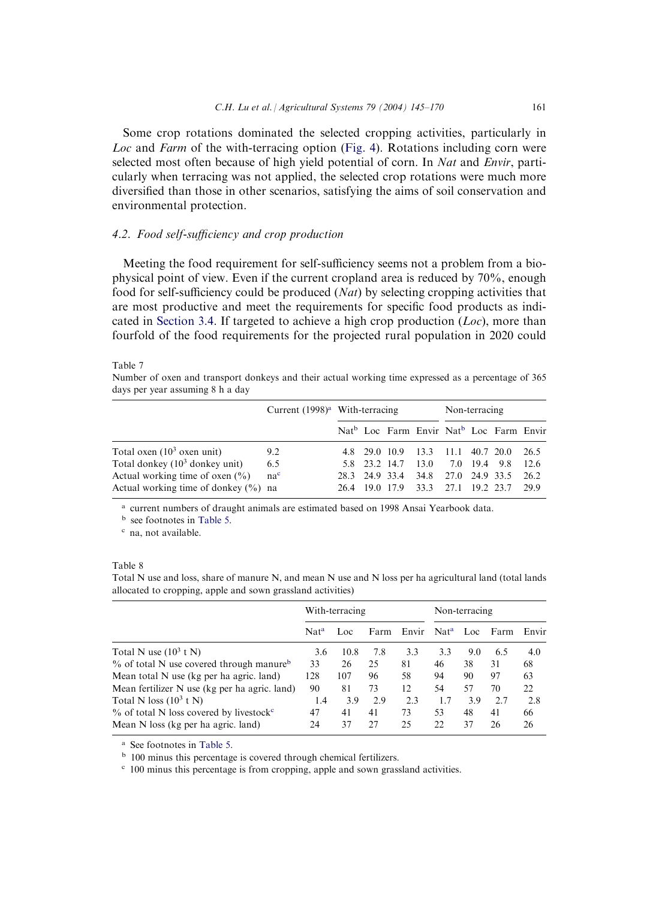Some crop rotations dominated the selected cropping activities, particularly in *Loc* and *Farm* of the with-terracing option (Fig. 4). Rotations including corn were selected most often because of high yield potential of corn. In *Nat* and *Envir*, particularly when terracing was not applied, the selected crop rotations were much more diversified than those in other scenarios, satisfying the aims of soil conservation and environmental protection.

### 4.2. Food self-sufficiency and crop production

Meeting the food requirement for self-sufficiency seems not a problem from a biophysical point of view. Even if the current cropland area is reduced by 70%, enough food for self-sufficiency could be produced (*Nat*) by selecting cropping activities that are most productive and meet the requirements for specific food products as indicated in Section 3.4. If targeted to achieve a high crop production (*Loc*), more than fourfold of the food requirements for the projected rural population in 2020 could

Table 7
Number of oxen and transport donkeys and their actual working time expressed as a percentage of 365 days per year assuming 8 h a day

| | Current (1998)[a] | With-terracing | | | | Non-terracing | | | |
|---|---|---|---|---|---|---|---|---|---|
| | | Nat[b] | Loc | Farm | Envir | Nat[b] | Loc | Farm | Envir |
| Total oxen ($10^3$ oxen unit) | 9.2 | 4.8 | 29.0 | 10.9 | 13.3 | 11.1 | 40.7 | 20.0 | 26.5 |
| Total donkey ($10^3$ donkey unit) | 6.5 | 5.8 | 23.2 | 14.7 | 13.0 | 7.0 | 19.4 | 9.8 | 12.6 |
| Actual working time of oxen (%) | na[c] | 28.3 | 24.9 | 33.4 | 34.8 | 27.0 | 24.9 | 33.5 | 26.2 |
| Actual working time of donkey (%) | na | 26.4 | 19.0 | 17.9 | 33.3 | 27.1 | 19.2 | 23.7 | 29.9 |

[a] current numbers of draught animals are estimated based on 1998 Ansai Yearbook data.
[b] see footnotes in Table 5.
[c] na, not available.

Table 8
Total N use and loss, share of manure N, and mean N use and N loss per ha agricultural land (total lands allocated to cropping, apple and sown grassland activities)

| | With-terracing | | | | Non-terracing | | | |
|---|---|---|---|---|---|---|---|---|
| | Nat[a] | Loc | Farm | Envir | Nat[a] | Loc | Farm | Envir |
| Total N use ($10^3$ t N) | 3.6 | 10.8 | 7.8 | 3.3 | 3.3 | 9.0 | 6.5 | 4.0 |
| % of total N use covered through manure[b] | 33 | 26 | 25 | 81 | 46 | 38 | 31 | 68 |
| Mean total N use (kg per ha agric. land) | 128 | 107 | 96 | 58 | 94 | 90 | 97 | 63 |
| Mean fertilizer N use (kg per ha agric. land) | 90 | 81 | 73 | 12 | 54 | 57 | 70 | 22 |
| Total N loss ($10^3$ t N) | 1.4 | 3.9 | 2.9 | 2.3 | 1.7 | 3.9 | 2.7 | 2.8 |
| % of total N loss covered by livestock[c] | 47 | 41 | 41 | 73 | 53 | 48 | 41 | 66 |
| Mean N loss (kg per ha agric. land) | 24 | 37 | 27 | 25 | 22 | 37 | 26 | 26 |

[a] See footnotes in Table 5.
[b] 100 minus this percentage is covered through chemical fertilizers.
[c] 100 minus this percentage is from cropping, apple and sown grassland activities.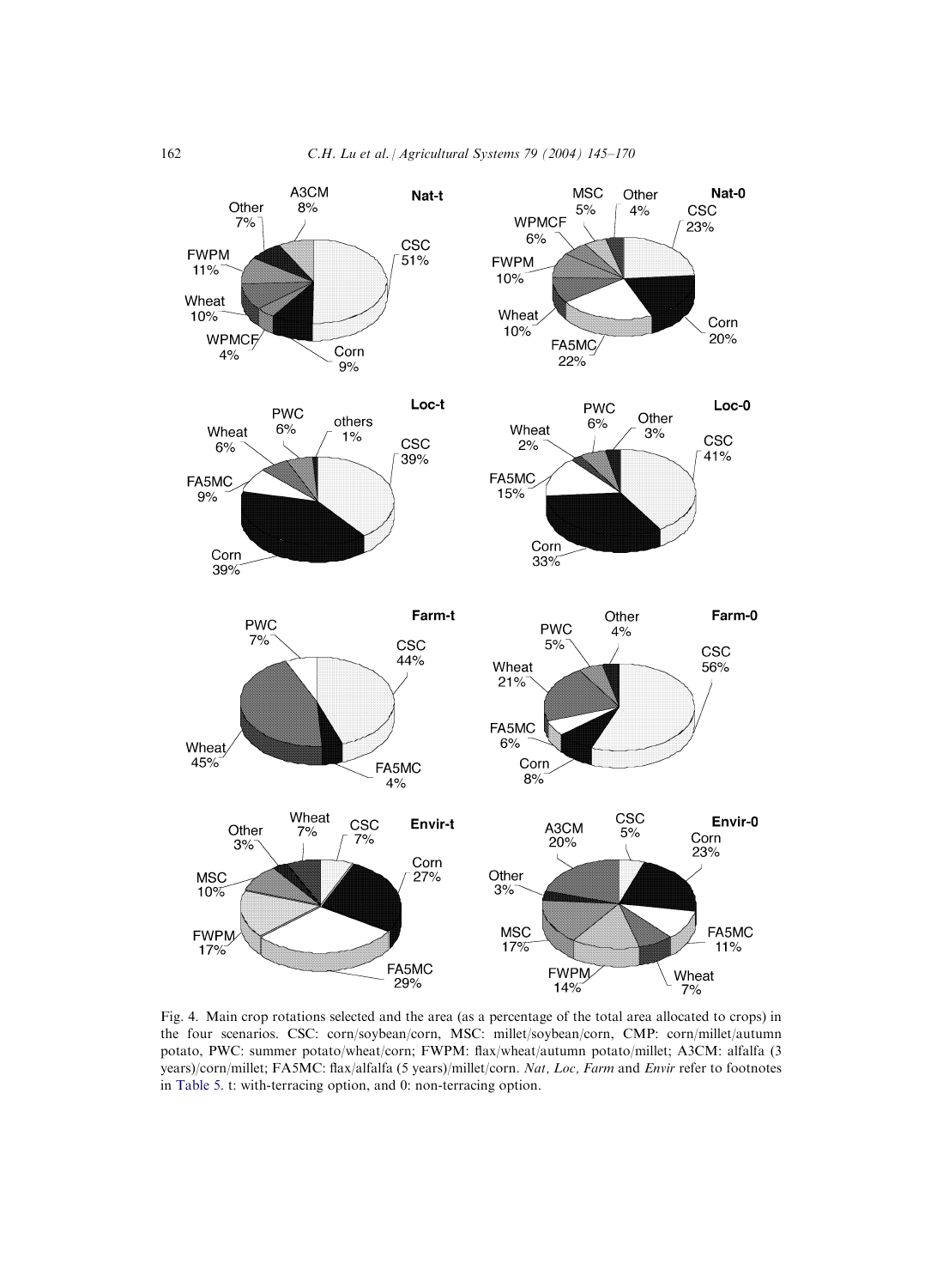Fig. 4. Main crop rotations selected and the area (as a percentage of the total area allocated to crops) in the four scenarios. CSC: corn/soybean/corn, MSC: millet/soybean/corn, CMP: corn/millet/autumn potato, PWC: summer potato/wheat/corn; FWPM: flax/wheat/autumn potato/millet; A3CM: alfalfa (3 years)/corn/millet; FA5MC: flax/alfalfa (5 years)/millet/corn. *Nat*, *Loc*, *Farm* and *Envir* refer to footnotes in Table 5. t: with-terracing option, and 0: non-terracing option.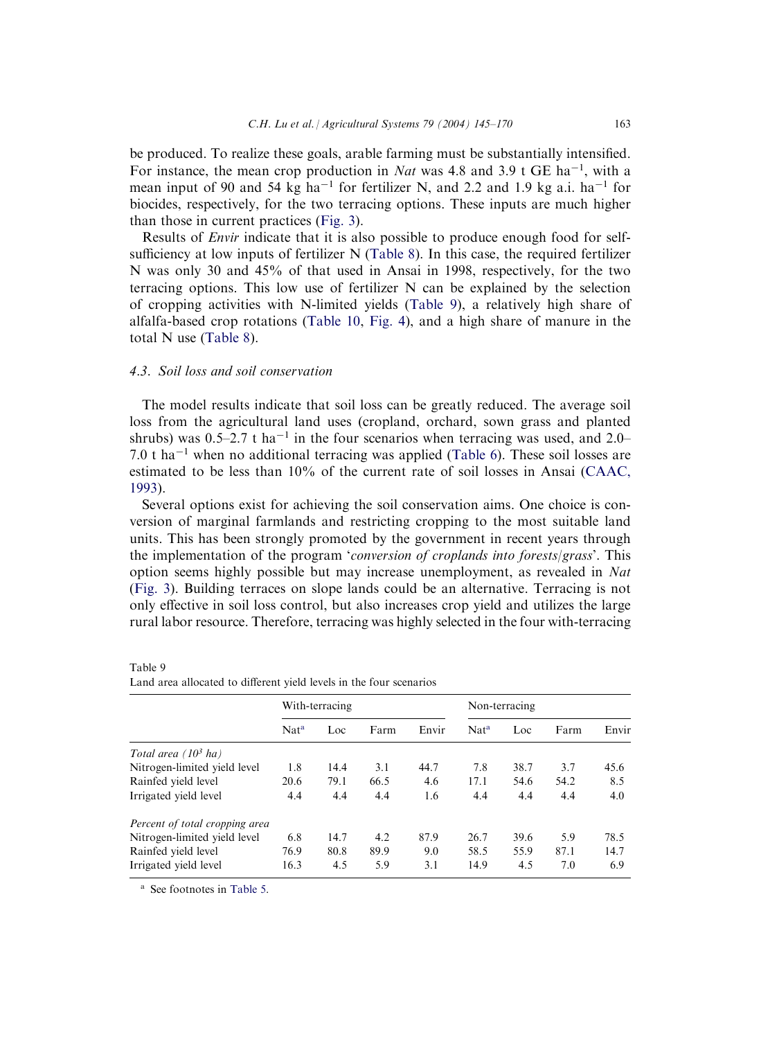be produced. To realize these goals, arable farming must be substantially intensified. For instance, the mean crop production in *Nat* was 4.8 and 3.9 t GE ha$^{-1}$, with a mean input of 90 and 54 kg ha$^{-1}$ for fertilizer N, and 2.2 and 1.9 kg a.i. ha$^{-1}$ for biocides, respectively, for the two terracing options. These inputs are much higher than those in current practices (Fig. 3).

Results of *Envir* indicate that it is also possible to produce enough food for self-sufficiency at low inputs of fertilizer N (Table 8). In this case, the required fertilizer N was only 30 and 45% of that used in Ansai in 1998, respectively, for the two terracing options. This low use of fertilizer N can be explained by the selection of cropping activities with N-limited yields (Table 9), a relatively high share of alfalfa-based crop rotations (Table 10, Fig. 4), and a high share of manure in the total N use (Table 8).

### 4.3. Soil loss and soil conservation

The model results indicate that soil loss can be greatly reduced. The average soil loss from the agricultural land uses (cropland, orchard, sown grass and planted shrubs) was 0.5–2.7 t ha$^{-1}$ in the four scenarios when terracing was used, and 2.0–7.0 t ha$^{-1}$ when no additional terracing was applied (Table 6). These soil losses are estimated to be less than 10% of the current rate of soil losses in Ansai (CAAC, 1993).

Several options exist for achieving the soil conservation aims. One choice is conversion of marginal farmlands and restricting cropping to the most suitable land units. This has been strongly promoted by the government in recent years through the implementation of the program '*conversion of croplands into forests/grass*'. This option seems highly possible but may increase unemployment, as revealed in *Nat* (Fig. 3). Building terraces on slope lands could be an alternative. Terracing is not only effective in soil loss control, but also increases crop yield and utilizes the large rural labor resource. Therefore, terracing was highly selected in the four with-terracing

Table 9
Land area allocated to different yield levels in the four scenarios

| | With-terracing | | | | Non-terracing | | | |
|---|---|---|---|---|---|---|---|---|
| | Nat[a] | Loc | Farm | Envir | Nat[a] | Loc | Farm | Envir |
| *Total area ($10^3$ ha)* | | | | | | | | |
| Nitrogen-limited yield level | 1.8 | 14.4 | 3.1 | 44.7 | 7.8 | 38.7 | 3.7 | 45.6 |
| Rainfed yield level | 20.6 | 79.1 | 66.5 | 4.6 | 17.1 | 54.6 | 54.2 | 8.5 |
| Irrigated yield level | 4.4 | 4.4 | 4.4 | 1.6 | 4.4 | 4.4 | 4.4 | 4.0 |
| *Percent of total cropping area* | | | | | | | | |
| Nitrogen-limited yield level | 6.8 | 14.7 | 4.2 | 87.9 | 26.7 | 39.6 | 5.9 | 78.5 |
| Rainfed yield level | 76.9 | 80.8 | 89.9 | 9.0 | 58.5 | 55.9 | 87.1 | 14.7 |
| Irrigated yield level | 16.3 | 4.5 | 5.9 | 3.1 | 14.9 | 4.5 | 7.0 | 6.9 |

[a] See footnotes in Table 5.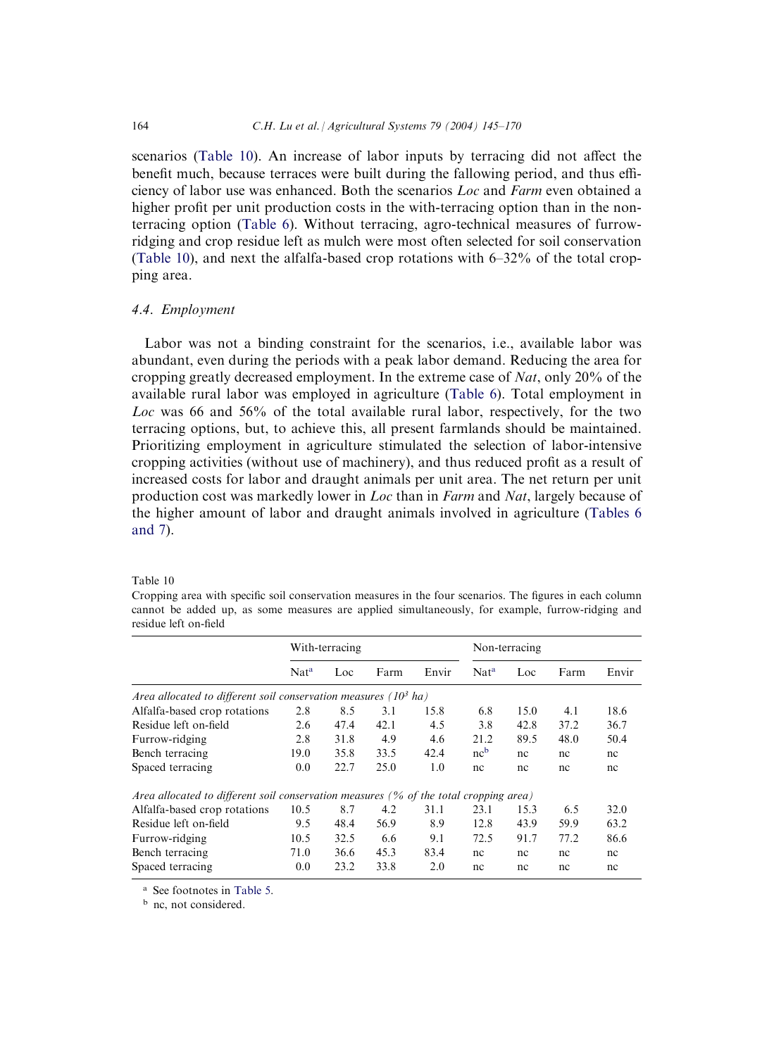scenarios (Table 10). An increase of labor inputs by terracing did not affect the benefit much, because terraces were built during the fallowing period, and thus efficiency of labor use was enhanced. Both the scenarios *Loc* and *Farm* even obtained a higher profit per unit production costs in the with-terracing option than in the non-terracing option (Table 6). Without terracing, agro-technical measures of furrow-ridging and crop residue left as mulch were most often selected for soil conservation (Table 10), and next the alfalfa-based crop rotations with 6–32% of the total cropping area.

### 4.4. Employment

Labor was not a binding constraint for the scenarios, i.e., available labor was abundant, even during the periods with a peak labor demand. Reducing the area for cropping greatly decreased employment. In the extreme case of *Nat*, only 20% of the available rural labor was employed in agriculture (Table 6). Total employment in *Loc* was 66 and 56% of the total available rural labor, respectively, for the two terracing options, but, to achieve this, all present farmlands should be maintained. Prioritizing employment in agriculture stimulated the selection of labor-intensive cropping activities (without use of machinery), and thus reduced profit as a result of increased costs for labor and draught animals per unit area. The net return per unit production cost was markedly lower in *Loc* than in *Farm* and *Nat*, largely because of the higher amount of labor and draught animals involved in agriculture (Tables 6 and 7).

Table 10
Cropping area with specific soil conservation measures in the four scenarios. The figures in each column cannot be added up, as some measures are applied simultaneously, for example, furrow-ridging and residue left on-field

| | With-terracing | | | | Non-terracing | | | |
|---|---|---|---|---|---|---|---|---|
| | Nat[a] | Loc | Farm | Envir | Nat[a] | Loc | Farm | Envir |
| *Area allocated to different soil conservation measures ($10^3$ ha)* | | | | | | | | |
| Alfalfa-based crop rotations | 2.8 | 8.5 | 3.1 | 15.8 | 6.8 | 15.0 | 4.1 | 18.6 |
| Residue left on-field | 2.6 | 47.4 | 42.1 | 4.5 | 3.8 | 42.8 | 37.2 | 36.7 |
| Furrow-ridging | 2.8 | 31.8 | 4.9 | 4.6 | 21.2 | 89.5 | 48.0 | 50.4 |
| Bench terracing | 19.0 | 35.8 | 33.5 | 42.4 | nc[b] | nc | nc | nc |
| Spaced terracing | 0.0 | 22.7 | 25.0 | 1.0 | nc | nc | nc | nc |
| *Area allocated to different soil conservation measures (% of the total cropping area)* | | | | | | | | |
| Alfalfa-based crop rotations | 10.5 | 8.7 | 4.2 | 31.1 | 23.1 | 15.3 | 6.5 | 32.0 |
| Residue left on-field | 9.5 | 48.4 | 56.9 | 8.9 | 12.8 | 43.9 | 59.9 | 63.2 |
| Furrow-ridging | 10.5 | 32.5 | 6.6 | 9.1 | 72.5 | 91.7 | 77.2 | 86.6 |
| Bench terracing | 71.0 | 36.6 | 45.3 | 83.4 | nc | nc | nc | nc |
| Spaced terracing | 0.0 | 23.2 | 33.8 | 2.0 | nc | nc | nc | nc |

[a] See footnotes in Table 5.
[b] nc, not considered.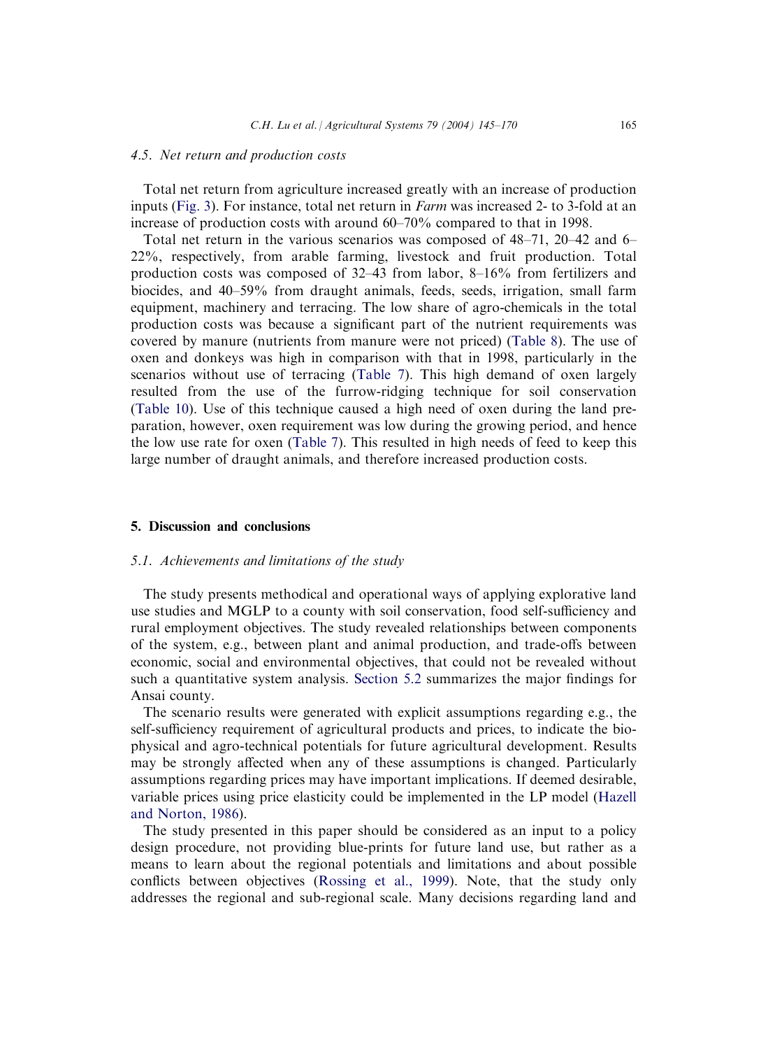### 4.5. Net return and production costs

Total net return from agriculture increased greatly with an increase of production inputs (Fig. 3). For instance, total net return in *Farm* was increased 2- to 3-fold at an increase of production costs with around 60–70% compared to that in 1998.

Total net return in the various scenarios was composed of 48–71, 20–42 and 6–22%, respectively, from arable farming, livestock and fruit production. Total production costs was composed of 32–43 from labor, 8–16% from fertilizers and biocides, and 40–59% from draught animals, feeds, seeds, irrigation, small farm equipment, machinery and terracing. The low share of agro-chemicals in the total production costs was because a significant part of the nutrient requirements was covered by manure (nutrients from manure were not priced) (Table 8). The use of oxen and donkeys was high in comparison with that in 1998, particularly in the scenarios without use of terracing (Table 7). This high demand of oxen largely resulted from the use of the furrow-ridging technique for soil conservation (Table 10). Use of this technique caused a high need of oxen during the land preparation, however, oxen requirement was low during the growing period, and hence the low use rate for oxen (Table 7). This resulted in high needs of feed to keep this large number of draught animals, and therefore increased production costs.

## 5. Discussion and conclusions

### 5.1. Achievements and limitations of the study

The study presents methodical and operational ways of applying explorative land use studies and MGLP to a county with soil conservation, food self-sufficiency and rural employment objectives. The study revealed relationships between components of the system, e.g., between plant and animal production, and trade-offs between economic, social and environmental objectives, that could not be revealed without such a quantitative system analysis. Section 5.2 summarizes the major findings for Ansai county.

The scenario results were generated with explicit assumptions regarding e.g., the self-sufficiency requirement of agricultural products and prices, to indicate the bio-physical and agro-technical potentials for future agricultural development. Results may be strongly affected when any of these assumptions is changed. Particularly assumptions regarding prices may have important implications. If deemed desirable, variable prices using price elasticity could be implemented in the LP model (Hazell and Norton, 1986).

The study presented in this paper should be considered as an input to a policy design procedure, not providing blue-prints for future land use, but rather as a means to learn about the regional potentials and limitations and about possible conflicts between objectives (Rossing et al., 1999). Note, that the study only addresses the regional and sub-regional scale. Many decisions regarding land and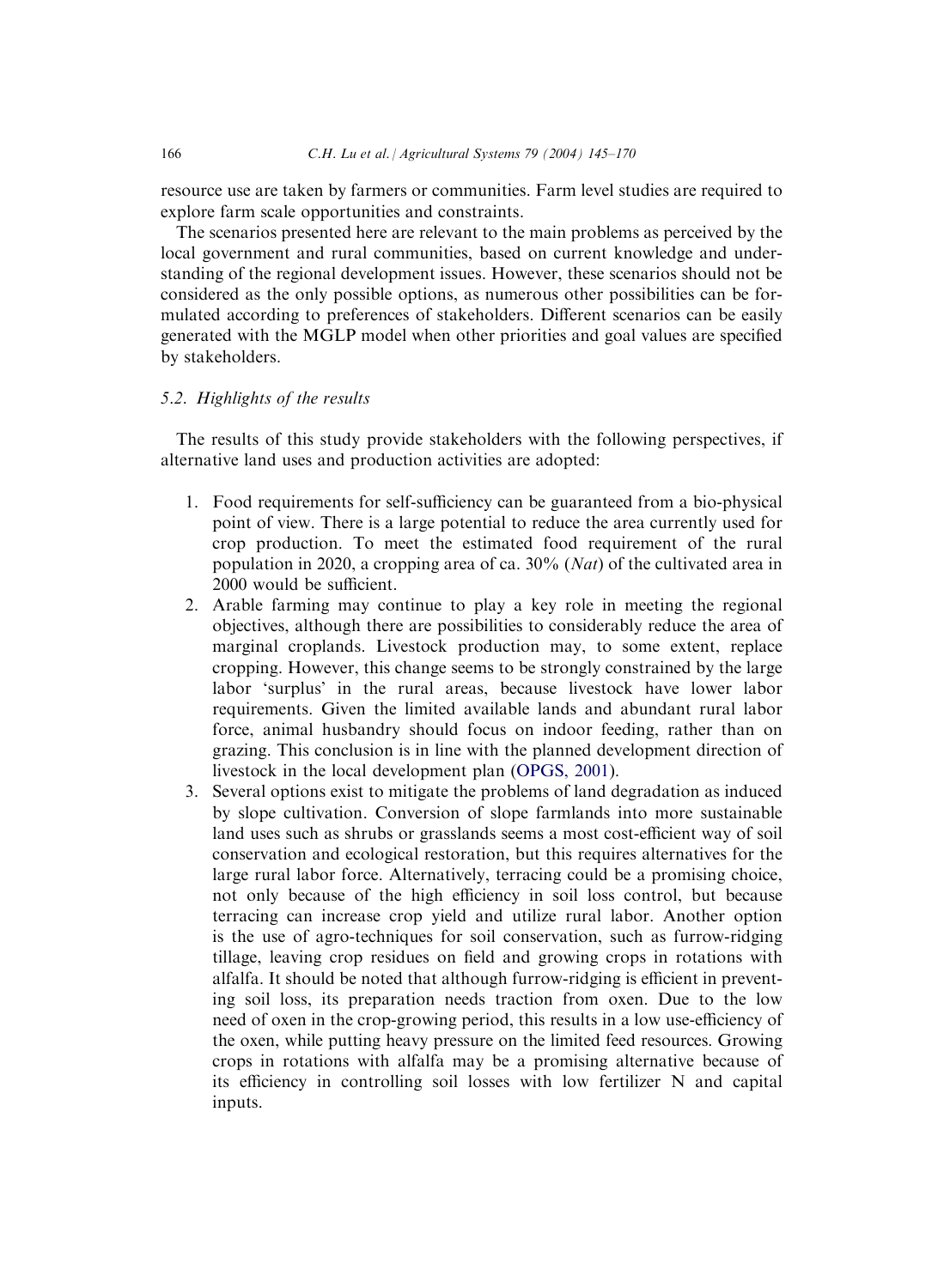resource use are taken by farmers or communities. Farm level studies are required to explore farm scale opportunities and constraints.

The scenarios presented here are relevant to the main problems as perceived by the local government and rural communities, based on current knowledge and understanding of the regional development issues. However, these scenarios should not be considered as the only possible options, as numerous other possibilities can be formulated according to preferences of stakeholders. Different scenarios can be easily generated with the MGLP model when other priorities and goal values are specified by stakeholders.

### 5.2. Highlights of the results

The results of this study provide stakeholders with the following perspectives, if alternative land uses and production activities are adopted:

1. Food requirements for self-sufficiency can be guaranteed from a bio-physical point of view. There is a large potential to reduce the area currently used for crop production. To meet the estimated food requirement of the rural population in 2020, a cropping area of ca. 30% (*Nat*) of the cultivated area in 2000 would be sufficient.
2. Arable farming may continue to play a key role in meeting the regional objectives, although there are possibilities to considerably reduce the area of marginal croplands. Livestock production may, to some extent, replace cropping. However, this change seems to be strongly constrained by the large labor 'surplus' in the rural areas, because livestock have lower labor requirements. Given the limited available lands and abundant rural labor force, animal husbandry should focus on indoor feeding, rather than on grazing. This conclusion is in line with the planned development direction of livestock in the local development plan (OPGS, 2001).
3. Several options exist to mitigate the problems of land degradation as induced by slope cultivation. Conversion of slope farmlands into more sustainable land uses such as shrubs or grasslands seems a most cost-efficient way of soil conservation and ecological restoration, but this requires alternatives for the large rural labor force. Alternatively, terracing could be a promising choice, not only because of the high efficiency in soil loss control, but because terracing can increase crop yield and utilize rural labor. Another option is the use of agro-techniques for soil conservation, such as furrow-ridging tillage, leaving crop residues on field and growing crops in rotations with alfalfa. It should be noted that although furrow-ridging is efficient in preventing soil loss, its preparation needs traction from oxen. Due to the low need of oxen in the crop-growing period, this results in a low use-efficiency of the oxen, while putting heavy pressure on the limited feed resources. Growing crops in rotations with alfalfa may be a promising alternative because of its efficiency in controlling soil losses with low fertilizer N and capital inputs.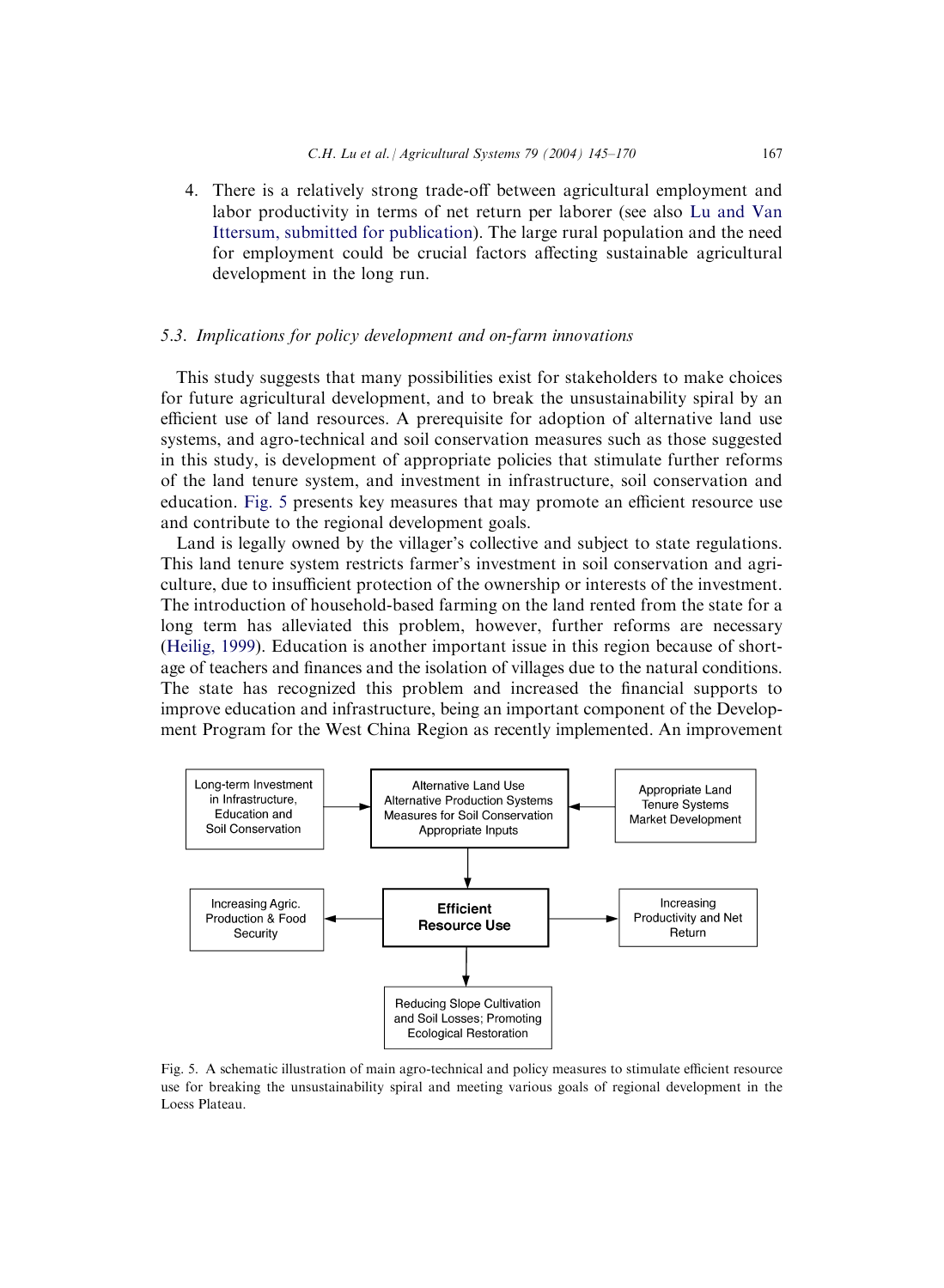4. There is a relatively strong trade-off between agricultural employment and labor productivity in terms of net return per laborer (see also Lu and Van Ittersum, submitted for publication). The large rural population and the need for employment could be crucial factors affecting sustainable agricultural development in the long run.

### 5.3. Implications for policy development and on-farm innovations

This study suggests that many possibilities exist for stakeholders to make choices for future agricultural development, and to break the unsustainability spiral by an efficient use of land resources. A prerequisite for adoption of alternative land use systems, and agro-technical and soil conservation measures such as those suggested in this study, is development of appropriate policies that stimulate further reforms of the land tenure system, and investment in infrastructure, soil conservation and education. Fig. 5 presents key measures that may promote an efficient resource use and contribute to the regional development goals.

Land is legally owned by the villager's collective and subject to state regulations. This land tenure system restricts farmer's investment in soil conservation and agriculture, due to insufficient protection of the ownership or interests of the investment. The introduction of household-based farming on the land rented from the state for a long term has alleviated this problem, however, further reforms are necessary (Heilig, 1999). Education is another important issue in this region because of shortage of teachers and finances and the isolation of villages due to the natural conditions. The state has recognized this problem and increased the financial supports to improve education and infrastructure, being an important component of the Development Program for the West China Region as recently implemented. An improvement

Long-term Investment in Infrastructure, Education and Soil Conservation → Alternative Land Use / Alternative Production Systems / Measures for Soil Conservation / Appropriate Inputs ← Appropriate Land Tenure Systems / Market Development

Alternative Land Use / Alternative Production Systems / Measures for Soil Conservation / Appropriate Inputs → **Efficient Resource Use**

**Efficient Resource Use** → Increasing Agric. Production & Food Security

**Efficient Resource Use** → Increasing Productivity and Net Return

**Efficient Resource Use** → Reducing Slope Cultivation and Soil Losses; Promoting Ecological Restoration

Fig. 5. A schematic illustration of main agro-technical and policy measures to stimulate efficient resource use for breaking the unsustainability spiral and meeting various goals of regional development in the Loess Plateau.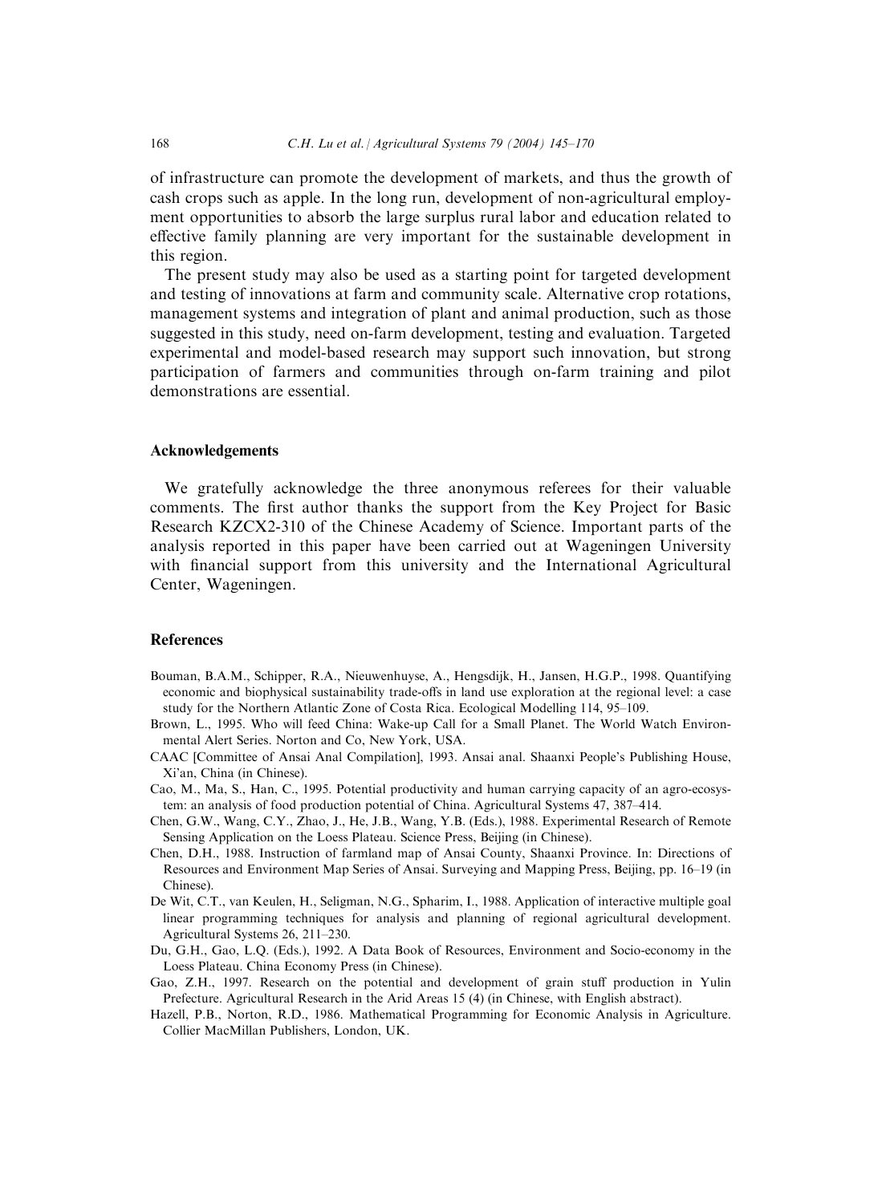of infrastructure can promote the development of markets, and thus the growth of cash crops such as apple. In the long run, development of non-agricultural employment opportunities to absorb the large surplus rural labor and education related to effective family planning are very important for the sustainable development in this region.

The present study may also be used as a starting point for targeted development and testing of innovations at farm and community scale. Alternative crop rotations, management systems and integration of plant and animal production, such as those suggested in this study, need on-farm development, testing and evaluation. Targeted experimental and model-based research may support such innovation, but strong participation of farmers and communities through on-farm training and pilot demonstrations are essential.

## Acknowledgements

We gratefully acknowledge the three anonymous referees for their valuable comments. The first author thanks the support from the Key Project for Basic Research KZCX2-310 of the Chinese Academy of Science. Important parts of the analysis reported in this paper have been carried out at Wageningen University with financial support from this university and the International Agricultural Center, Wageningen.

## References

Bouman, B.A.M., Schipper, R.A., Nieuwenhuyse, A., Hengsdijk, H., Jansen, H.G.P., 1998. Quantifying economic and biophysical sustainability trade-offs in land use exploration at the regional level: a case study for the Northern Atlantic Zone of Costa Rica. Ecological Modelling 114, 95–109.

Brown, L., 1995. Who will feed China: Wake-up Call for a Small Planet. The World Watch Environmental Alert Series. Norton and Co, New York, USA.

CAAC [Committee of Ansai Anal Compilation], 1993. Ansai anal. Shaanxi People's Publishing House, Xi'an, China (in Chinese).

Cao, M., Ma, S., Han, C., 1995. Potential productivity and human carrying capacity of an agro-ecosystem: an analysis of food production potential of China. Agricultural Systems 47, 387–414.

Chen, G.W., Wang, C.Y., Zhao, J., He, J.B., Wang, Y.B. (Eds.), 1988. Experimental Research of Remote Sensing Application on the Loess Plateau. Science Press, Beijing (in Chinese).

Chen, D.H., 1988. Instruction of farmland map of Ansai County, Shaanxi Province. In: Directions of Resources and Environment Map Series of Ansai. Surveying and Mapping Press, Beijing, pp. 16–19 (in Chinese).

De Wit, C.T., van Keulen, H., Seligman, N.G., Spharim, I., 1988. Application of interactive multiple goal linear programming techniques for analysis and planning of regional agricultural development. Agricultural Systems 26, 211–230.

Du, G.H., Gao, L.Q. (Eds.), 1992. A Data Book of Resources, Environment and Socio-economy in the Loess Plateau. China Economy Press (in Chinese).

Gao, Z.H., 1997. Research on the potential and development of grain stuff production in Yulin Prefecture. Agricultural Research in the Arid Areas 15 (4) (in Chinese, with English abstract).

Hazell, P.B., Norton, R.D., 1986. Mathematical Programming for Economic Analysis in Agriculture. Collier MacMillan Publishers, London, UK.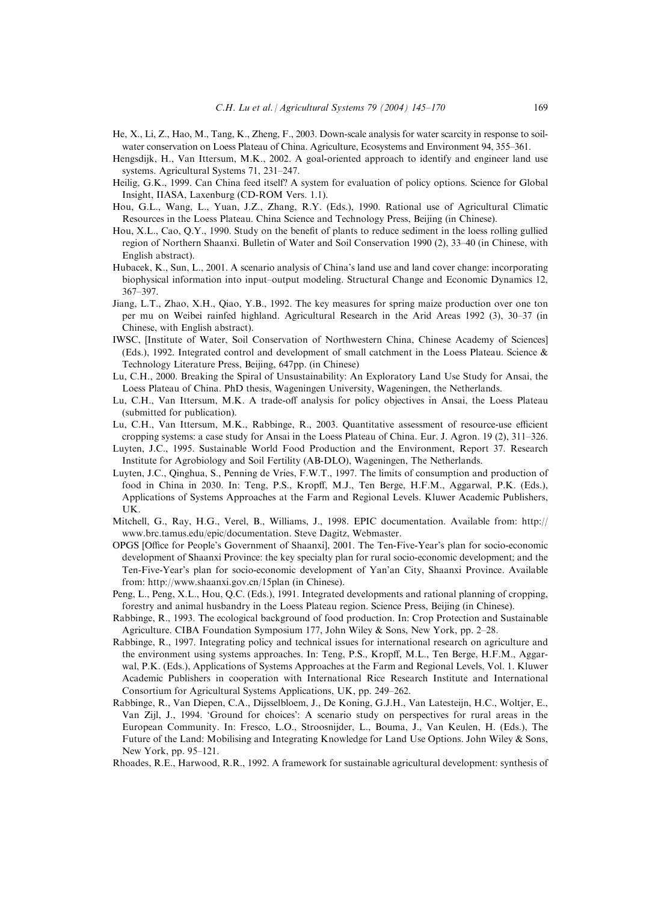He, X., Li, Z., Hao, M., Tang, K., Zheng, F., 2003. Down-scale analysis for water scarcity in response to soil-water conservation on Loess Plateau of China. Agriculture, Ecosystems and Environment 94, 355–361.

Hengsdijk, H., Van Ittersum, M.K., 2002. A goal-oriented approach to identify and engineer land use systems. Agricultural Systems 71, 231–247.

Heilig, G.K., 1999. Can China feed itself? A system for evaluation of policy options. Science for Global Insight, IIASA, Laxenburg (CD-ROM Vers. 1.1).

Hou, G.L., Wang, L., Yuan, J.Z., Zhang, R.Y. (Eds.), 1990. Rational use of Agricultural Climatic Resources in the Loess Plateau. China Science and Technology Press, Beijing (in Chinese).

Hou, X.L., Cao, Q.Y., 1990. Study on the benefit of plants to reduce sediment in the loess rolling gullied region of Northern Shaanxi. Bulletin of Water and Soil Conservation 1990 (2), 33–40 (in Chinese, with English abstract).

Hubacek, K., Sun, L., 2001. A scenario analysis of China's land use and land cover change: incorporating biophysical information into input–output modeling. Structural Change and Economic Dynamics 12, 367–397.

Jiang, L.T., Zhao, X.H., Qiao, Y.B., 1992. The key measures for spring maize production over one ton per mu on Weibei rainfed highland. Agricultural Research in the Arid Areas 1992 (3), 30–37 (in Chinese, with English abstract).

IWSC, [Institute of Water, Soil Conservation of Northwestern China, Chinese Academy of Sciences] (Eds.), 1992. Integrated control and development of small catchment in the Loess Plateau. Science & Technology Literature Press, Beijing, 647pp. (in Chinese)

Lu, C.H., 2000. Breaking the Spiral of Unsustainability: An Exploratory Land Use Study for Ansai, the Loess Plateau of China. PhD thesis, Wageningen University, Wageningen, the Netherlands.

Lu, C.H., Van Ittersum, M.K. A trade-off analysis for policy objectives in Ansai, the Loess Plateau (submitted for publication).

Lu, C.H., Van Ittersum, M.K., Rabbinge, R., 2003. Quantitative assessment of resource-use efficient cropping systems: a case study for Ansai in the Loess Plateau of China. Eur. J. Agron. 19 (2), 311–326.

Luyten, J.C., 1995. Sustainable World Food Production and the Environment, Report 37. Research Institute for Agrobiology and Soil Fertility (AB-DLO), Wageningen, The Netherlands.

Luyten, J.C., Qinghua, S., Penning de Vries, F.W.T., 1997. The limits of consumption and production of food in China in 2030. In: Teng, P.S., Kropff, M.J., Ten Berge, H.F.M., Aggarwal, P.K. (Eds.), Applications of Systems Approaches at the Farm and Regional Levels. Kluwer Academic Publishers, UK.

Mitchell, G., Ray, H.G., Verel, B., Williams, J., 1998. EPIC documentation. Available from: http://www.brc.tamus.edu/epic/documentation. Steve Dagitz, Webmaster.

OPGS [Office for People's Government of Shaanxi], 2001. The Ten-Five-Year's plan for socio-economic development of Shaanxi Province: the key specialty plan for rural socio-economic development; and the Ten-Five-Year's plan for socio-economic development of Yan'an City, Shaanxi Province. Available from: http://www.shaanxi.gov.cn/15plan (in Chinese).

Peng, L., Peng, X.L., Hou, Q.C. (Eds.), 1991. Integrated developments and rational planning of cropping, forestry and animal husbandry in the Loess Plateau region. Science Press, Beijing (in Chinese).

Rabbinge, R., 1993. The ecological background of food production. In: Crop Protection and Sustainable Agriculture. CIBA Foundation Symposium 177, John Wiley & Sons, New York, pp. 2–28.

Rabbinge, R., 1997. Integrating policy and technical issues for international research on agriculture and the environment using systems approaches. In: Teng, P.S., Kropff, M.L., Ten Berge, H.F.M., Aggarwal, P.K. (Eds.), Applications of Systems Approaches at the Farm and Regional Levels, Vol. 1. Kluwer Academic Publishers in cooperation with International Rice Research Institute and International Consortium for Agricultural Systems Applications, UK, pp. 249–262.

Rabbinge, R., Van Diepen, C.A., Dijsselbloem, J., De Koning, G.J.H., Van Latesteijn, H.C., Woltjer, E., Van Zijl, J., 1994. 'Ground for choices': A scenario study on perspectives for rural areas in the European Community. In: Fresco, L.O., Stroosnijder, L., Bouma, J., Van Keulen, H. (Eds.), The Future of the Land: Mobilising and Integrating Knowledge for Land Use Options. John Wiley & Sons, New York, pp. 95–121.

Rhoades, R.E., Harwood, R.R., 1992. A framework for sustainable agricultural development: synthesis of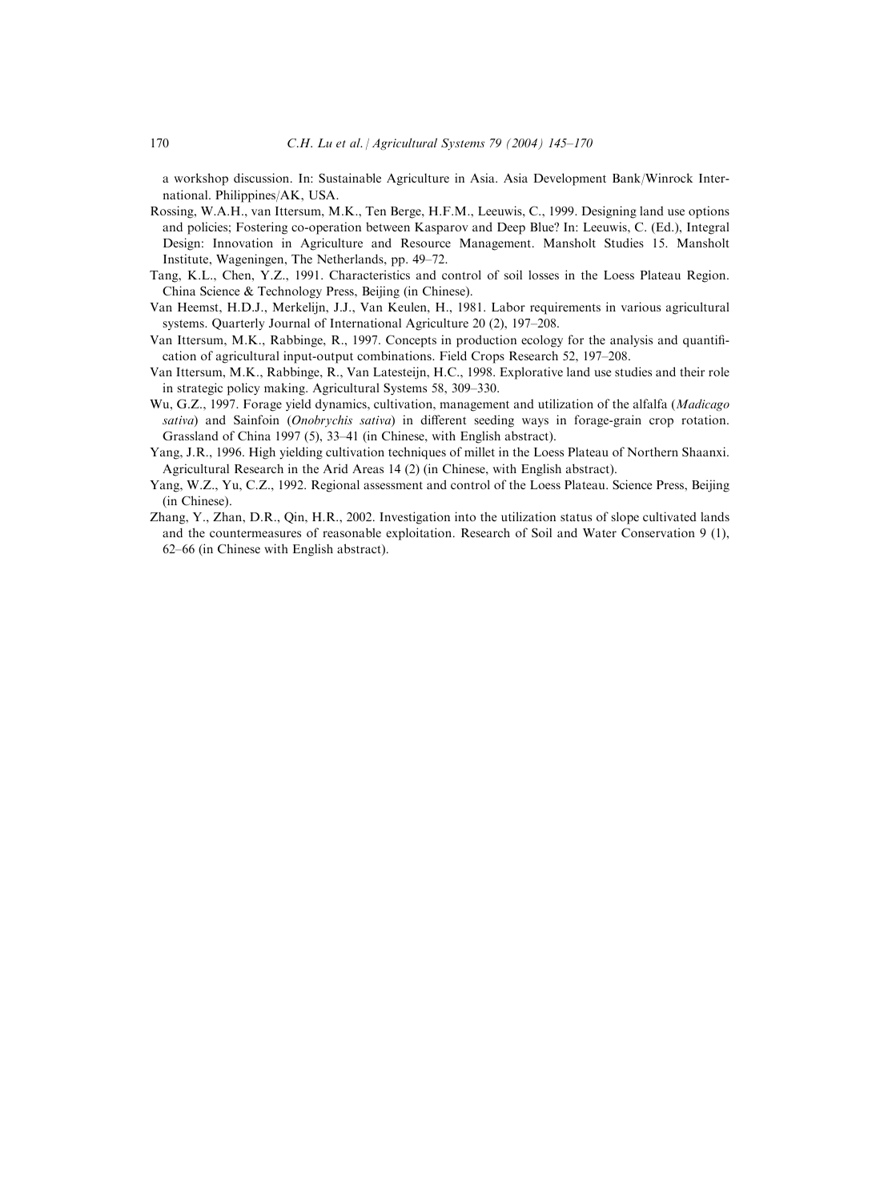a workshop discussion. In: Sustainable Agriculture in Asia. Asia Development Bank/Winrock International. Philippines/AK, USA.

Rossing, W.A.H., van Ittersum, M.K., Ten Berge, H.F.M., Leeuwis, C., 1999. Designing land use options and policies; Fostering co-operation between Kasparov and Deep Blue? In: Leeuwis, C. (Ed.), Integral Design: Innovation in Agriculture and Resource Management. Mansholt Studies 15. Mansholt Institute, Wageningen, The Netherlands, pp. 49–72.

Tang, K.L., Chen, Y.Z., 1991. Characteristics and control of soil losses in the Loess Plateau Region. China Science & Technology Press, Beijing (in Chinese).

Van Heemst, H.D.J., Merkelijn, J.J., Van Keulen, H., 1981. Labor requirements in various agricultural systems. Quarterly Journal of International Agriculture 20 (2), 197–208.

Van Ittersum, M.K., Rabbinge, R., 1997. Concepts in production ecology for the analysis and quantification of agricultural input-output combinations. Field Crops Research 52, 197–208.

Van Ittersum, M.K., Rabbinge, R., Van Latesteijn, H.C., 1998. Explorative land use studies and their role in strategic policy making. Agricultural Systems 58, 309–330.

Wu, G.Z., 1997. Forage yield dynamics, cultivation, management and utilization of the alfalfa (*Madicago sativa*) and Sainfoin (*Onobrychis sativa*) in different seeding ways in forage-grain crop rotation. Grassland of China 1997 (5), 33–41 (in Chinese, with English abstract).

Yang, J.R., 1996. High yielding cultivation techniques of millet in the Loess Plateau of Northern Shaanxi. Agricultural Research in the Arid Areas 14 (2) (in Chinese, with English abstract).

Yang, W.Z., Yu, C.Z., 1992. Regional assessment and control of the Loess Plateau. Science Press, Beijing (in Chinese).

Zhang, Y., Zhan, D.R., Qin, H.R., 2002. Investigation into the utilization status of slope cultivated lands and the countermeasures of reasonable exploitation. Research of Soil and Water Conservation 9 (1), 62–66 (in Chinese with English abstract).